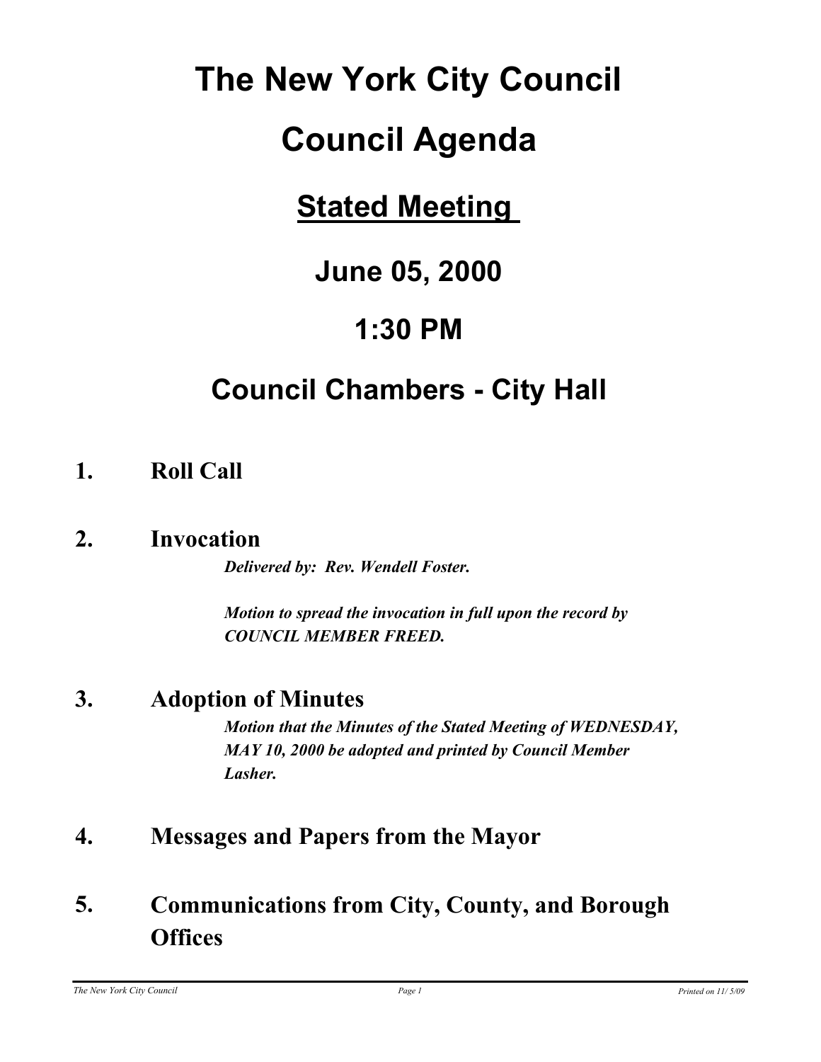# The New York City Council

# Council Agenda

## Stated Meeting

## June 05, 2000

## 1:30 PM

## Council Chambers - City Hall

### 1. Roll Call

### 2. Invocation

***Delivered by: Rev. Wendell Foster.***

***Motion to spread the invocation in full upon the record by COUNCIL MEMBER FREED.***

### 3. Adoption of Minutes

***Motion that the Minutes of the Stated Meeting of WEDNESDAY, MAY 10, 2000 be adopted and printed by Council Member Lasher.***

### 4. Messages and Papers from the Mayor

### 5. Communications from City, County, and Borough Offices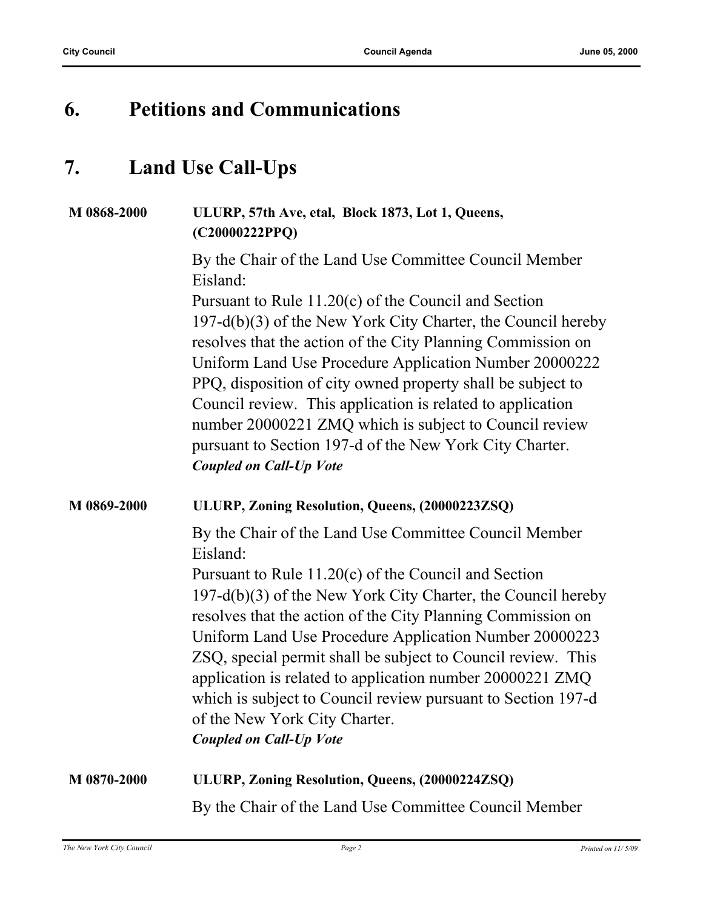## 6. Petitions and Communications

## 7. Land Use Call-Ups

**M 0868-2000** **ULURP, 57th Ave, etal, Block 1873, Lot 1, Queens, (C20000222PPQ)**

By the Chair of the Land Use Committee Council Member Eisland:
Pursuant to Rule 11.20(c) of the Council and Section 197-d(b)(3) of the New York City Charter, the Council hereby resolves that the action of the City Planning Commission on Uniform Land Use Procedure Application Number 20000222 PPQ, disposition of city owned property shall be subject to Council review. This application is related to application number 20000221 ZMQ which is subject to Council review pursuant to Section 197-d of the New York City Charter.
***Coupled on Call-Up Vote***

**M 0869-2000** **ULURP, Zoning Resolution, Queens, (20000223ZSQ)**

By the Chair of the Land Use Committee Council Member Eisland:
Pursuant to Rule 11.20(c) of the Council and Section 197-d(b)(3) of the New York City Charter, the Council hereby resolves that the action of the City Planning Commission on Uniform Land Use Procedure Application Number 20000223 ZSQ, special permit shall be subject to Council review. This application is related to application number 20000221 ZMQ which is subject to Council review pursuant to Section 197-d of the New York City Charter.
***Coupled on Call-Up Vote***

**M 0870-2000** **ULURP, Zoning Resolution, Queens, (20000224ZSQ)**

By the Chair of the Land Use Committee Council Member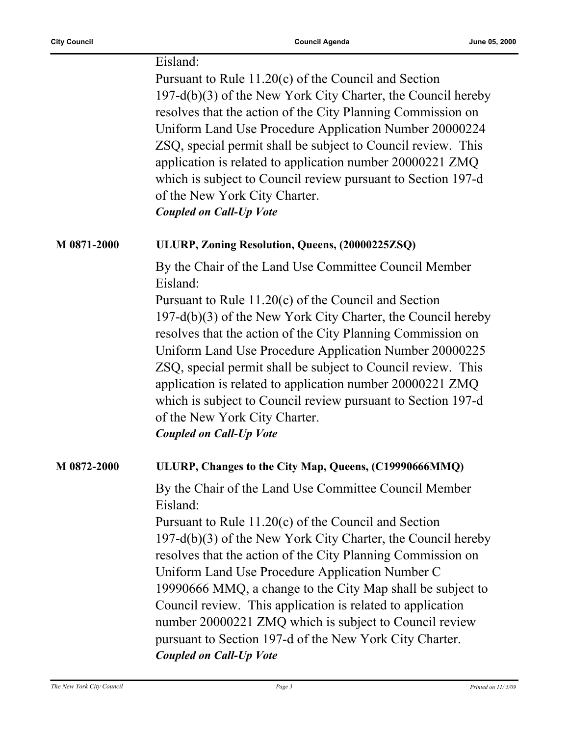Eisland:

Pursuant to Rule 11.20(c) of the Council and Section 197-d(b)(3) of the New York City Charter, the Council hereby resolves that the action of the City Planning Commission on Uniform Land Use Procedure Application Number 20000224 ZSQ, special permit shall be subject to Council review. This application is related to application number 20000221 ZMQ which is subject to Council review pursuant to Section 197-d of the New York City Charter.

***Coupled on Call-Up Vote***

**M 0871-2000** **ULURP, Zoning Resolution, Queens, (20000225ZSQ)**

By the Chair of the Land Use Committee Council Member Eisland:

Pursuant to Rule 11.20(c) of the Council and Section 197-d(b)(3) of the New York City Charter, the Council hereby resolves that the action of the City Planning Commission on Uniform Land Use Procedure Application Number 20000225 ZSQ, special permit shall be subject to Council review. This application is related to application number 20000221 ZMQ which is subject to Council review pursuant to Section 197-d of the New York City Charter.

***Coupled on Call-Up Vote***

**M 0872-2000** **ULURP, Changes to the City Map, Queens, (C19990666MMQ)**

By the Chair of the Land Use Committee Council Member Eisland:

Pursuant to Rule 11.20(c) of the Council and Section 197-d(b)(3) of the New York City Charter, the Council hereby resolves that the action of the City Planning Commission on Uniform Land Use Procedure Application Number C 19990666 MMQ, a change to the City Map shall be subject to Council review. This application is related to application number 20000221 ZMQ which is subject to Council review pursuant to Section 197-d of the New York City Charter.

***Coupled on Call-Up Vote***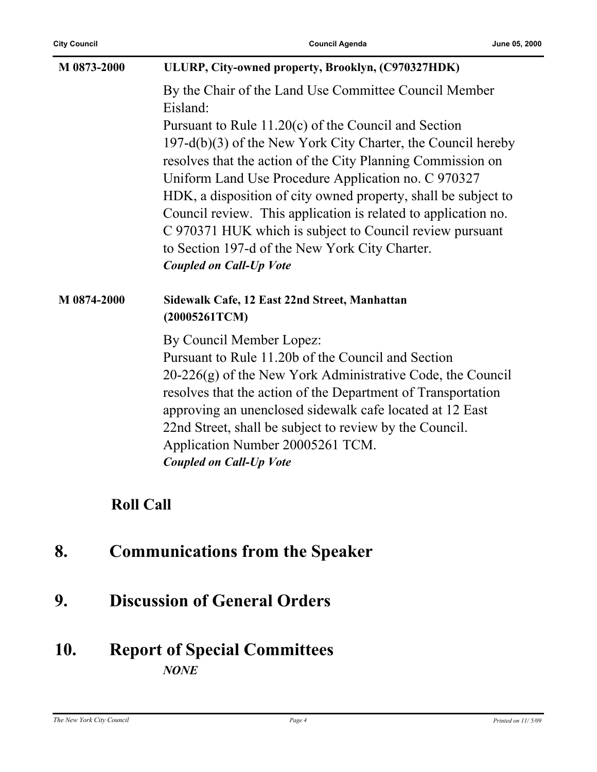**M 0873-2000** **ULURP, City-owned property, Brooklyn, (C970327HDK)**

By the Chair of the Land Use Committee Council Member Eisland:
Pursuant to Rule 11.20(c) of the Council and Section 197-d(b)(3) of the New York City Charter, the Council hereby resolves that the action of the City Planning Commission on Uniform Land Use Procedure Application no. C 970327 HDK, a disposition of city owned property, shall be subject to Council review. This application is related to application no. C 970371 HUK which is subject to Council review pursuant to Section 197-d of the New York City Charter.
***Coupled on Call-Up Vote***

**M 0874-2000** **Sidewalk Cafe, 12 East 22nd Street, Manhattan (20005261TCM)**

By Council Member Lopez:
Pursuant to Rule 11.20b of the Council and Section 20-226(g) of the New York Administrative Code, the Council resolves that the action of the Department of Transportation approving an unenclosed sidewalk cafe located at 12 East 22nd Street, shall be subject to review by the Council. Application Number 20005261 TCM.
***Coupled on Call-Up Vote***

**Roll Call**

# 8. Communications from the Speaker

# 9. Discussion of General Orders

# 10. Report of Special Committees

***NONE***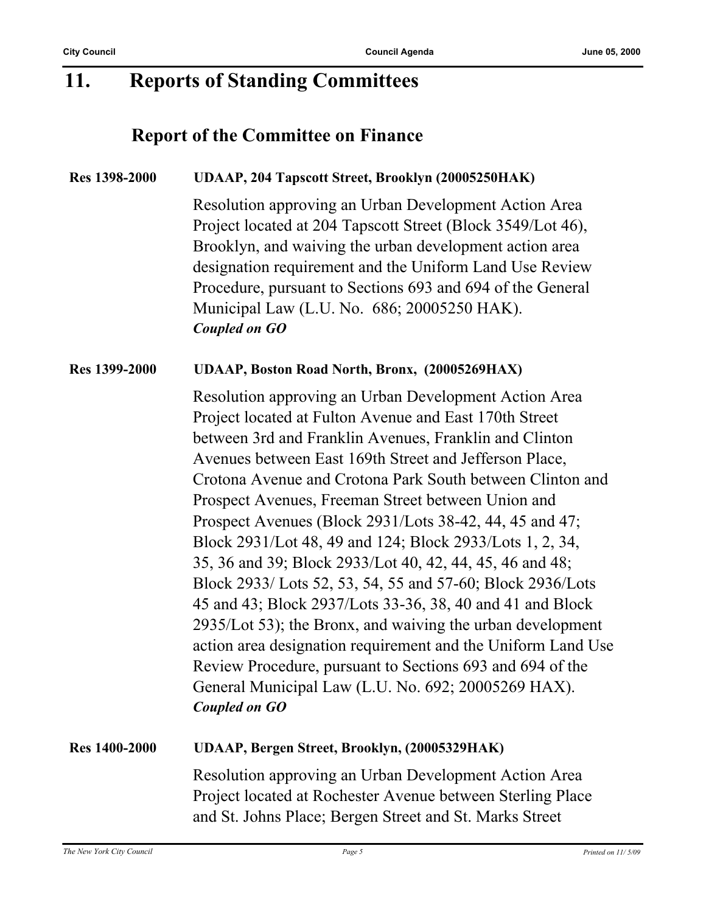# 11. Reports of Standing Committees

## Report of the Committee on Finance

**Res 1398-2000** **UDAAP, 204 Tapscott Street, Brooklyn (20005250HAK)**

Resolution approving an Urban Development Action Area Project located at 204 Tapscott Street (Block 3549/Lot 46), Brooklyn, and waiving the urban development action area designation requirement and the Uniform Land Use Review Procedure, pursuant to Sections 693 and 694 of the General Municipal Law (L.U. No. 686; 20005250 HAK).
***Coupled on GO***

**Res 1399-2000** **UDAAP, Boston Road North, Bronx, (20005269HAX)**

Resolution approving an Urban Development Action Area Project located at Fulton Avenue and East 170th Street between 3rd and Franklin Avenues, Franklin and Clinton Avenues between East 169th Street and Jefferson Place, Crotona Avenue and Crotona Park South between Clinton and Prospect Avenues, Freeman Street between Union and Prospect Avenues (Block 2931/Lots 38-42, 44, 45 and 47; Block 2931/Lot 48, 49 and 124; Block 2933/Lots 1, 2, 34, 35, 36 and 39; Block 2933/Lot 40, 42, 44, 45, 46 and 48; Block 2933/ Lots 52, 53, 54, 55 and 57-60; Block 2936/Lots 45 and 43; Block 2937/Lots 33-36, 38, 40 and 41 and Block 2935/Lot 53); the Bronx, and waiving the urban development action area designation requirement and the Uniform Land Use Review Procedure, pursuant to Sections 693 and 694 of the General Municipal Law (L.U. No. 692; 20005269 HAX).
***Coupled on GO***

**Res 1400-2000** **UDAAP, Bergen Street, Brooklyn, (20005329HAK)**

Resolution approving an Urban Development Action Area Project located at Rochester Avenue between Sterling Place and St. Johns Place; Bergen Street and St. Marks Street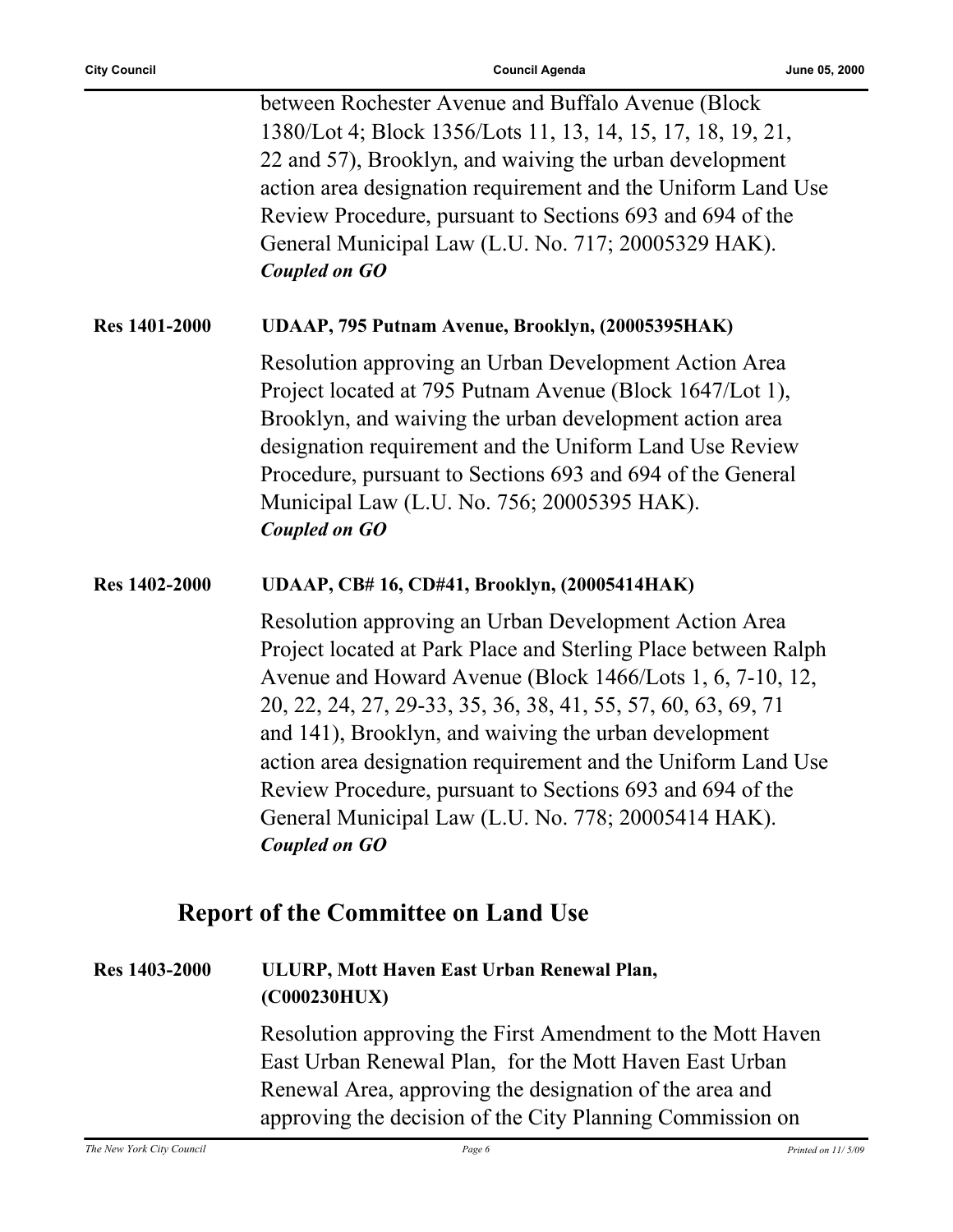between Rochester Avenue and Buffalo Avenue (Block 1380/Lot 4; Block 1356/Lots 11, 13, 14, 15, 17, 18, 19, 21, 22 and 57), Brooklyn, and waiving the urban development action area designation requirement and the Uniform Land Use Review Procedure, pursuant to Sections 693 and 694 of the General Municipal Law (L.U. No. 717; 20005329 HAK).
***Coupled on GO***

**Res 1401-2000** **UDAAP, 795 Putnam Avenue, Brooklyn, (20005395HAK)**

Resolution approving an Urban Development Action Area Project located at 795 Putnam Avenue (Block 1647/Lot 1), Brooklyn, and waiving the urban development action area designation requirement and the Uniform Land Use Review Procedure, pursuant to Sections 693 and 694 of the General Municipal Law (L.U. No. 756; 20005395 HAK).
***Coupled on GO***

**Res 1402-2000** **UDAAP, CB# 16, CD#41, Brooklyn, (20005414HAK)**

Resolution approving an Urban Development Action Area Project located at Park Place and Sterling Place between Ralph Avenue and Howard Avenue (Block 1466/Lots 1, 6, 7-10, 12, 20, 22, 24, 27, 29-33, 35, 36, 38, 41, 55, 57, 60, 63, 69, 71 and 141), Brooklyn, and waiving the urban development action area designation requirement and the Uniform Land Use Review Procedure, pursuant to Sections 693 and 694 of the General Municipal Law (L.U. No. 778; 20005414 HAK).
***Coupled on GO***

## Report of the Committee on Land Use

**Res 1403-2000** **ULURP, Mott Haven East Urban Renewal Plan, (C000230HUX)**

Resolution approving the First Amendment to the Mott Haven East Urban Renewal Plan, for the Mott Haven East Urban Renewal Area, approving the designation of the area and approving the decision of the City Planning Commission on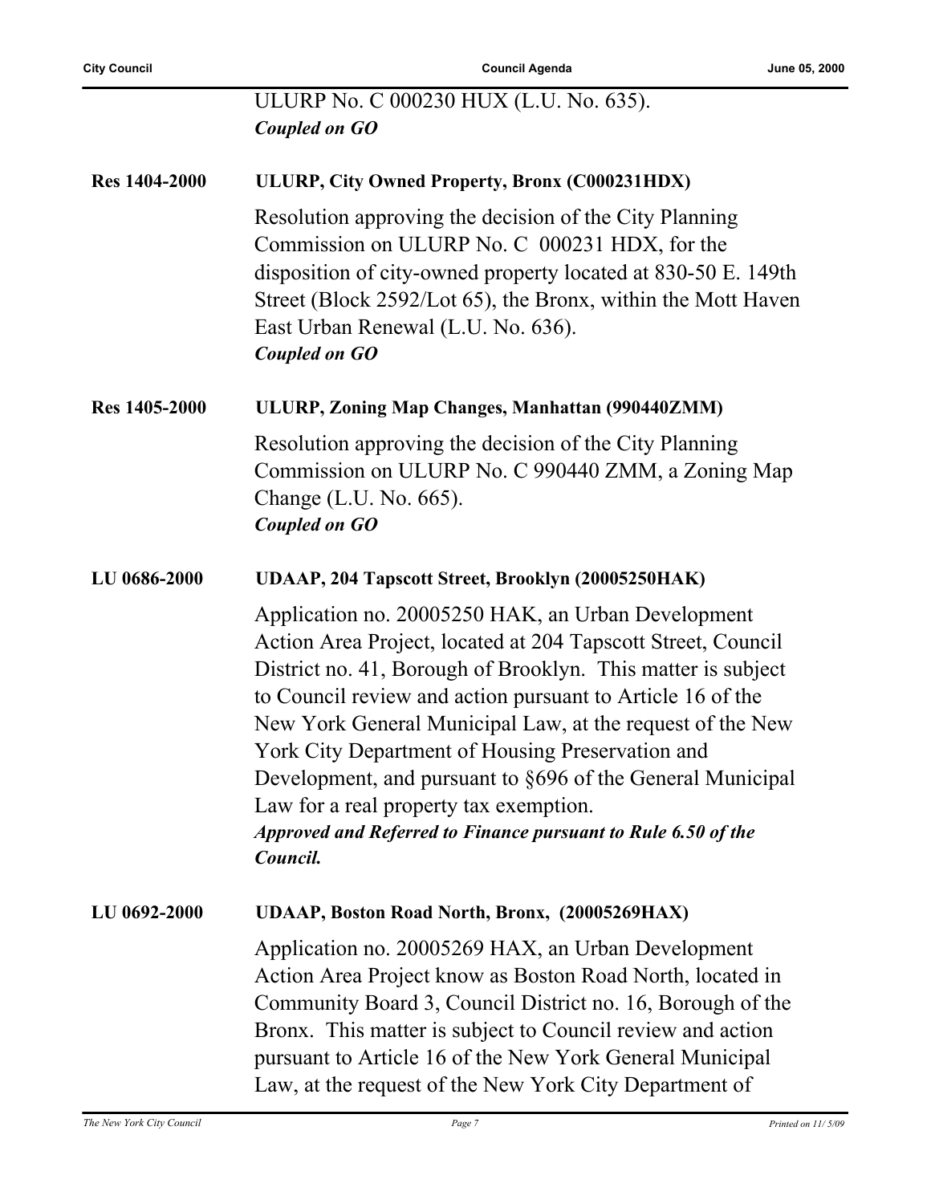ULURP No. C 000230 HUX (L.U. No. 635).
***Coupled on GO***

**Res 1404-2000** **ULURP, City Owned Property, Bronx (C000231HDX)**

Resolution approving the decision of the City Planning Commission on ULURP No. C 000231 HDX, for the disposition of city-owned property located at 830-50 E. 149th Street (Block 2592/Lot 65), the Bronx, within the Mott Haven East Urban Renewal (L.U. No. 636).
***Coupled on GO***

**Res 1405-2000** **ULURP, Zoning Map Changes, Manhattan (990440ZMM)**

Resolution approving the decision of the City Planning Commission on ULURP No. C 990440 ZMM, a Zoning Map Change (L.U. No. 665).
***Coupled on GO***

**LU 0686-2000** **UDAAP, 204 Tapscott Street, Brooklyn (20005250HAK)**

Application no. 20005250 HAK, an Urban Development Action Area Project, located at 204 Tapscott Street, Council District no. 41, Borough of Brooklyn. This matter is subject to Council review and action pursuant to Article 16 of the New York General Municipal Law, at the request of the New York City Department of Housing Preservation and Development, and pursuant to §696 of the General Municipal Law for a real property tax exemption.
***Approved and Referred to Finance pursuant to Rule 6.50 of the Council.***

**LU 0692-2000** **UDAAP, Boston Road North, Bronx, (20005269HAX)**

Application no. 20005269 HAX, an Urban Development Action Area Project know as Boston Road North, located in Community Board 3, Council District no. 16, Borough of the Bronx. This matter is subject to Council review and action pursuant to Article 16 of the New York General Municipal Law, at the request of the New York City Department of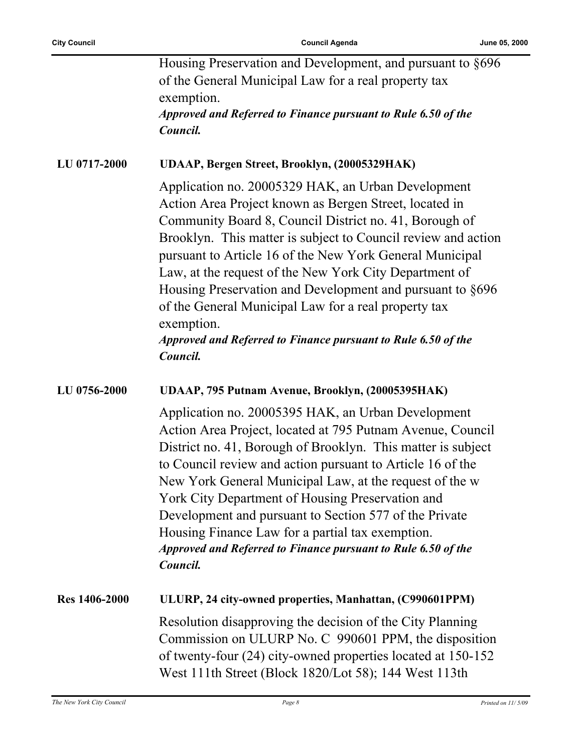Housing Preservation and Development, and pursuant to §696 of the General Municipal Law for a real property tax exemption.

***Approved and Referred to Finance pursuant to Rule 6.50 of the Council.***

**LU 0717-2000** **UDAAP, Bergen Street, Brooklyn, (20005329HAK)**

Application no. 20005329 HAK, an Urban Development Action Area Project known as Bergen Street, located in Community Board 8, Council District no. 41, Borough of Brooklyn. This matter is subject to Council review and action pursuant to Article 16 of the New York General Municipal Law, at the request of the New York City Department of Housing Preservation and Development and pursuant to §696 of the General Municipal Law for a real property tax exemption.

***Approved and Referred to Finance pursuant to Rule 6.50 of the Council.***

**LU 0756-2000** **UDAAP, 795 Putnam Avenue, Brooklyn, (20005395HAK)**

Application no. 20005395 HAK, an Urban Development Action Area Project, located at 795 Putnam Avenue, Council District no. 41, Borough of Brooklyn. This matter is subject to Council review and action pursuant to Article 16 of the New York General Municipal Law, at the request of the w York City Department of Housing Preservation and Development and pursuant to Section 577 of the Private Housing Finance Law for a partial tax exemption.

***Approved and Referred to Finance pursuant to Rule 6.50 of the Council.***

**Res 1406-2000** **ULURP, 24 city-owned properties, Manhattan, (C990601PPM)**

Resolution disapproving the decision of the City Planning Commission on ULURP No. C 990601 PPM, the disposition of twenty-four (24) city-owned properties located at 150-152 West 111th Street (Block 1820/Lot 58); 144 West 113th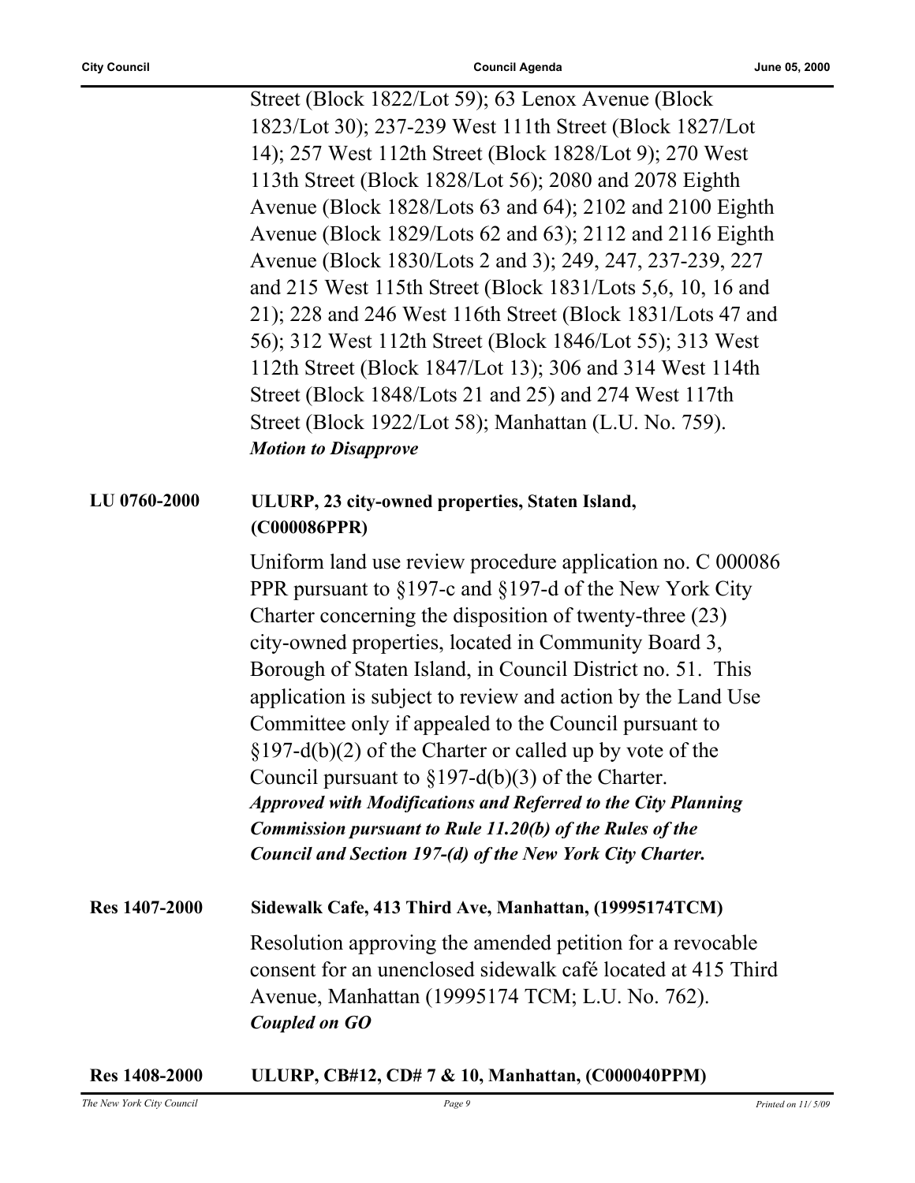Street (Block 1822/Lot 59); 63 Lenox Avenue (Block 1823/Lot 30); 237-239 West 111th Street (Block 1827/Lot 14); 257 West 112th Street (Block 1828/Lot 9); 270 West 113th Street (Block 1828/Lot 56); 2080 and 2078 Eighth Avenue (Block 1828/Lots 63 and 64); 2102 and 2100 Eighth Avenue (Block 1829/Lots 62 and 63); 2112 and 2116 Eighth Avenue (Block 1830/Lots 2 and 3); 249, 247, 237-239, 227 and 215 West 115th Street (Block 1831/Lots 5,6, 10, 16 and 21); 228 and 246 West 116th Street (Block 1831/Lots 47 and 56); 312 West 112th Street (Block 1846/Lot 55); 313 West 112th Street (Block 1847/Lot 13); 306 and 314 West 114th Street (Block 1848/Lots 21 and 25) and 274 West 117th Street (Block 1922/Lot 58); Manhattan (L.U. No. 759).

***Motion to Disapprove***

**LU 0760-2000** **ULURP, 23 city-owned properties, Staten Island, (C000086PPR)**

Uniform land use review procedure application no. C 000086 PPR pursuant to §197-c and §197-d of the New York City Charter concerning the disposition of twenty-three (23) city-owned properties, located in Community Board 3, Borough of Staten Island, in Council District no. 51. This application is subject to review and action by the Land Use Committee only if appealed to the Council pursuant to §197-d(b)(2) of the Charter or called up by vote of the Council pursuant to §197-d(b)(3) of the Charter.

***Approved with Modifications and Referred to the City Planning Commission pursuant to Rule 11.20(b) of the Rules of the Council and Section 197-(d) of the New York City Charter.***

**Res 1407-2000** **Sidewalk Cafe, 413 Third Ave, Manhattan, (19995174TCM)**

Resolution approving the amended petition for a revocable consent for an unenclosed sidewalk café located at 415 Third Avenue, Manhattan (19995174 TCM; L.U. No. 762).

***Coupled on GO***

**Res 1408-2000** **ULURP, CB#12, CD# 7 & 10, Manhattan, (C000040PPM)**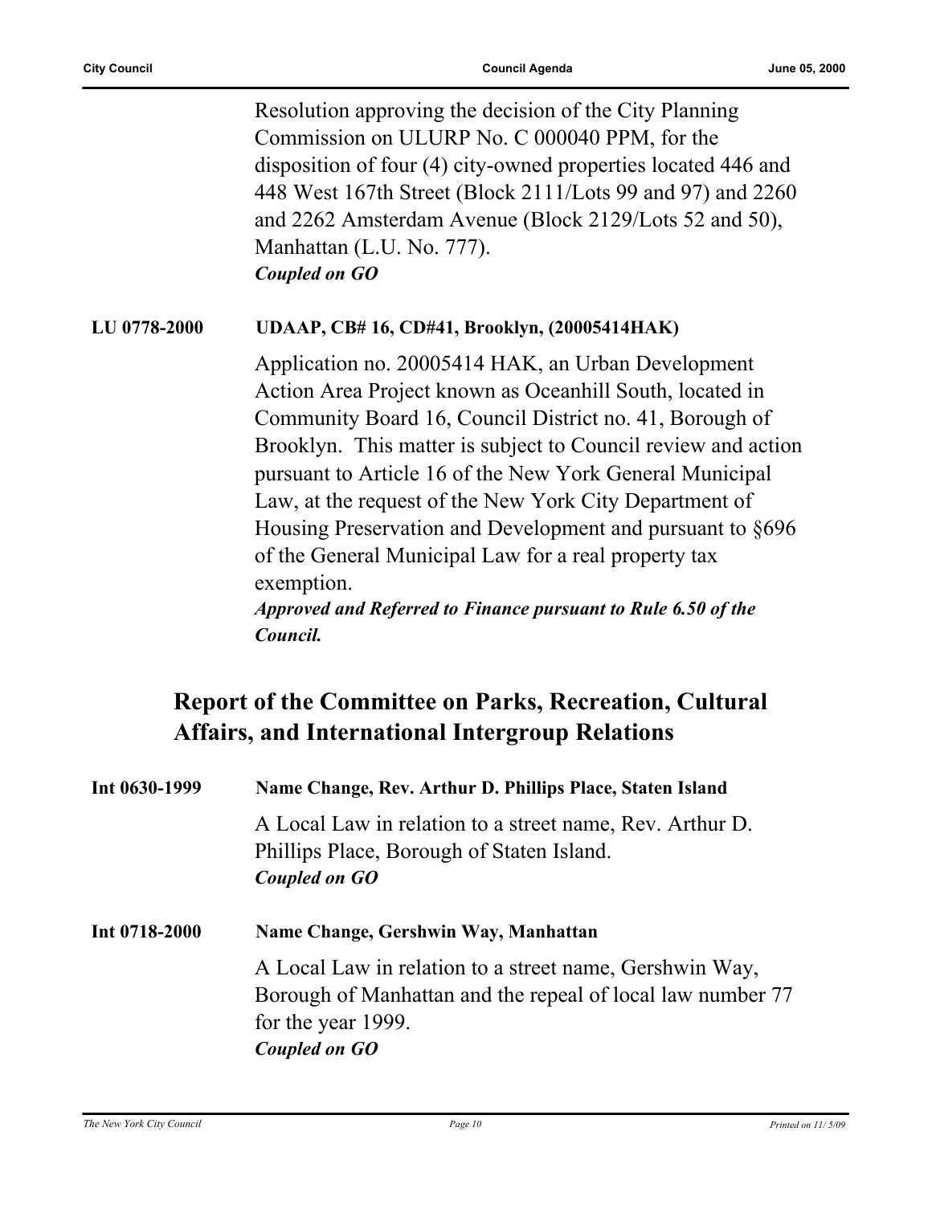Resolution approving the decision of the City Planning Commission on ULURP No. C 000040 PPM, for the disposition of four (4) city-owned properties located 446 and 448 West 167th Street (Block 2111/Lots 99 and 97) and 2260 and 2262 Amsterdam Avenue (Block 2129/Lots 52 and 50), Manhattan (L.U. No. 777).
***Coupled on GO***

**LU 0778-2000** **UDAAP, CB# 16, CD#41, Brooklyn, (20005414HAK)**

Application no. 20005414 HAK, an Urban Development Action Area Project known as Oceanhill South, located in Community Board 16, Council District no. 41, Borough of Brooklyn. This matter is subject to Council review and action pursuant to Article 16 of the New York General Municipal Law, at the request of the New York City Department of Housing Preservation and Development and pursuant to §696 of the General Municipal Law for a real property tax exemption.
***Approved and Referred to Finance pursuant to Rule 6.50 of the Council.***

## Report of the Committee on Parks, Recreation, Cultural Affairs, and International Intergroup Relations

**Int 0630-1999** **Name Change, Rev. Arthur D. Phillips Place, Staten Island**

A Local Law in relation to a street name, Rev. Arthur D. Phillips Place, Borough of Staten Island.
***Coupled on GO***

**Int 0718-2000** **Name Change, Gershwin Way, Manhattan**

A Local Law in relation to a street name, Gershwin Way, Borough of Manhattan and the repeal of local law number 77 for the year 1999.
***Coupled on GO***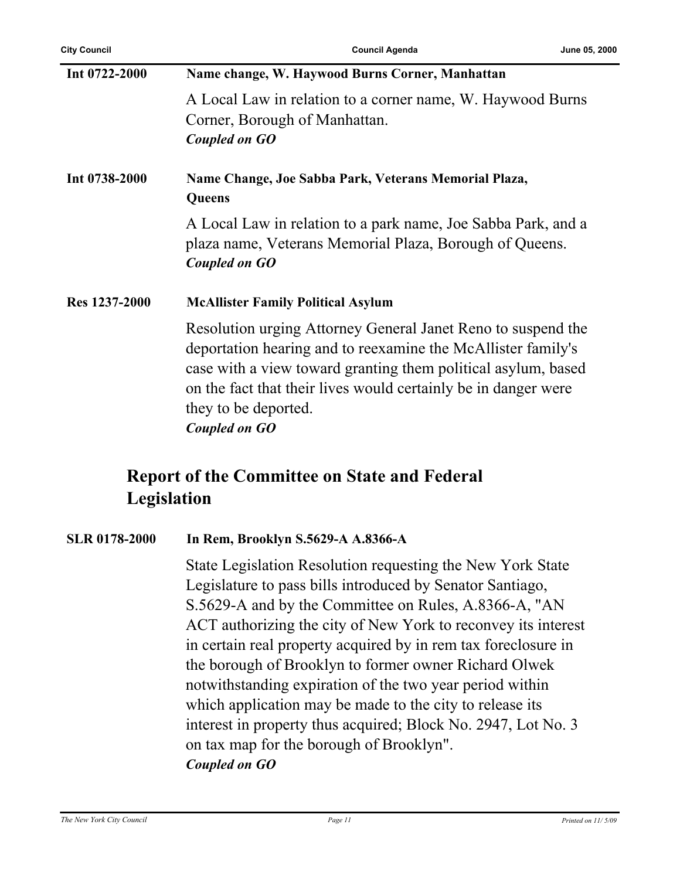**Int 0722-2000** **Name change, W. Haywood Burns Corner, Manhattan**

A Local Law in relation to a corner name, W. Haywood Burns Corner, Borough of Manhattan.
***Coupled on GO***

**Int 0738-2000** **Name Change, Joe Sabba Park, Veterans Memorial Plaza, Queens**

A Local Law in relation to a park name, Joe Sabba Park, and a plaza name, Veterans Memorial Plaza, Borough of Queens.
***Coupled on GO***

**Res 1237-2000** **McAllister Family Political Asylum**

Resolution urging Attorney General Janet Reno to suspend the deportation hearing and to reexamine the McAllister family's case with a view toward granting them political asylum, based on the fact that their lives would certainly be in danger were they to be deported.
***Coupled on GO***

## Report of the Committee on State and Federal Legislation

**SLR 0178-2000** **In Rem, Brooklyn S.5629-A A.8366-A**

State Legislation Resolution requesting the New York State Legislature to pass bills introduced by Senator Santiago, S.5629-A and by the Committee on Rules, A.8366-A, "AN ACT authorizing the city of New York to reconvey its interest in certain real property acquired by in rem tax foreclosure in the borough of Brooklyn to former owner Richard Olwek notwithstanding expiration of the two year period within which application may be made to the city to release its interest in property thus acquired; Block No. 2947, Lot No. 3 on tax map for the borough of Brooklyn".
***Coupled on GO***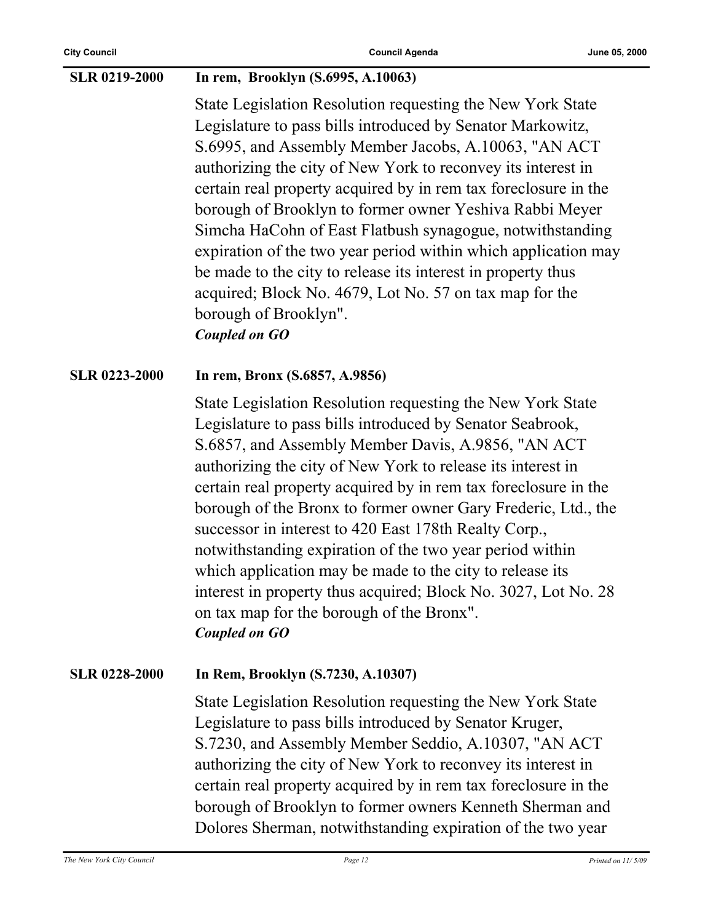**SLR 0219-2000** **In rem, Brooklyn (S.6995, A.10063)**

State Legislation Resolution requesting the New York State Legislature to pass bills introduced by Senator Markowitz, S.6995, and Assembly Member Jacobs, A.10063, "AN ACT authorizing the city of New York to reconvey its interest in certain real property acquired by in rem tax foreclosure in the borough of Brooklyn to former owner Yeshiva Rabbi Meyer Simcha HaCohn of East Flatbush synagogue, notwithstanding expiration of the two year period within which application may be made to the city to release its interest in property thus acquired; Block No. 4679, Lot No. 57 on tax map for the borough of Brooklyn".

***Coupled on GO***

**SLR 0223-2000** **In rem, Bronx (S.6857, A.9856)**

State Legislation Resolution requesting the New York State Legislature to pass bills introduced by Senator Seabrook, S.6857, and Assembly Member Davis, A.9856, "AN ACT authorizing the city of New York to release its interest in certain real property acquired by in rem tax foreclosure in the borough of the Bronx to former owner Gary Frederic, Ltd., the successor in interest to 420 East 178th Realty Corp., notwithstanding expiration of the two year period within which application may be made to the city to release its interest in property thus acquired; Block No. 3027, Lot No. 28 on tax map for the borough of the Bronx".

***Coupled on GO***

**SLR 0228-2000** **In Rem, Brooklyn (S.7230, A.10307)**

State Legislation Resolution requesting the New York State Legislature to pass bills introduced by Senator Kruger, S.7230, and Assembly Member Seddio, A.10307, "AN ACT authorizing the city of New York to reconvey its interest in certain real property acquired by in rem tax foreclosure in the borough of Brooklyn to former owners Kenneth Sherman and Dolores Sherman, notwithstanding expiration of the two year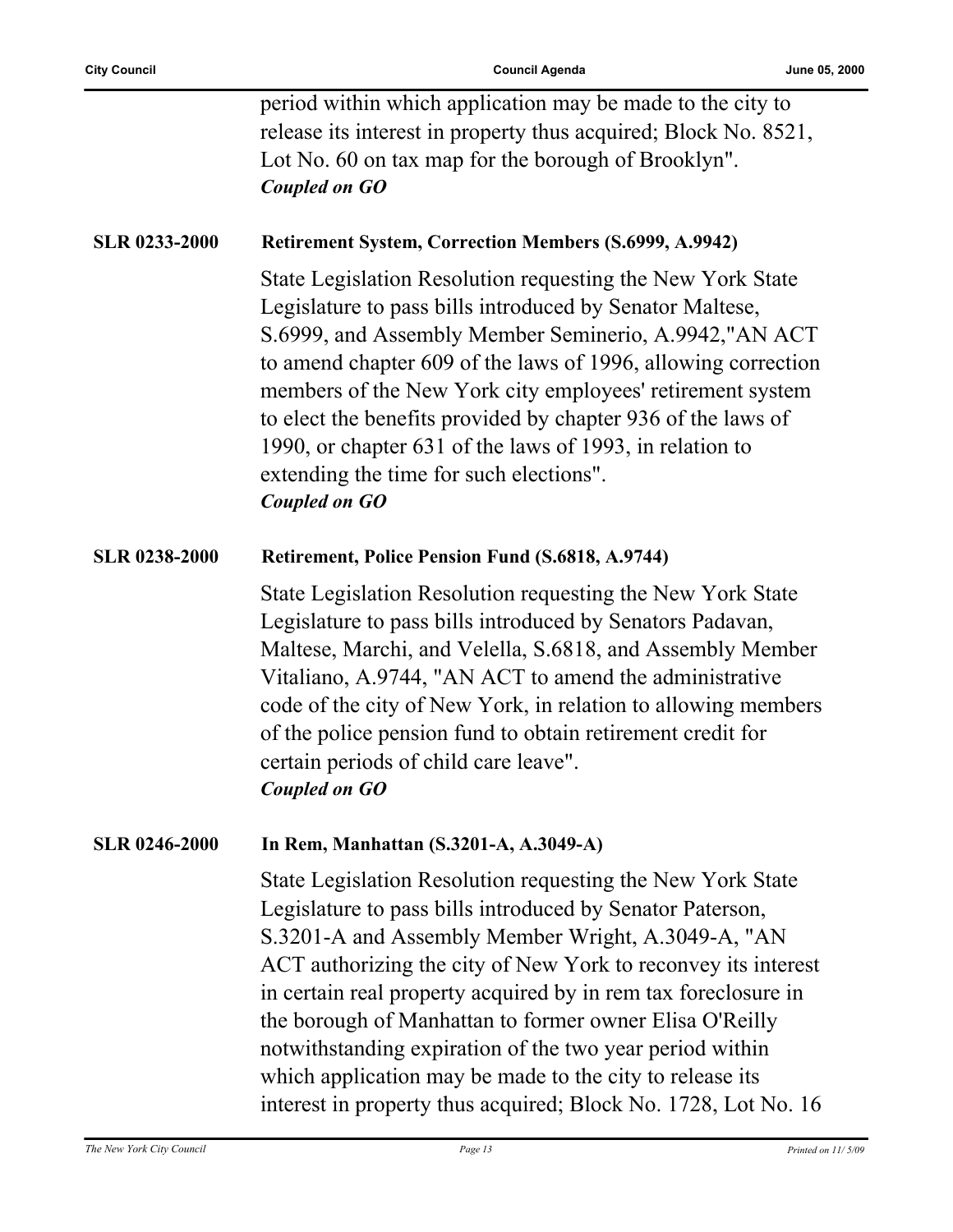period within which application may be made to the city to release its interest in property thus acquired; Block No. 8521, Lot No. 60 on tax map for the borough of Brooklyn".
***Coupled on GO***

**SLR 0233-2000** **Retirement System, Correction Members (S.6999, A.9942)**

State Legislation Resolution requesting the New York State Legislature to pass bills introduced by Senator Maltese, S.6999, and Assembly Member Seminerio, A.9942,"AN ACT to amend chapter 609 of the laws of 1996, allowing correction members of the New York city employees' retirement system to elect the benefits provided by chapter 936 of the laws of 1990, or chapter 631 of the laws of 1993, in relation to extending the time for such elections".
***Coupled on GO***

**SLR 0238-2000** **Retirement, Police Pension Fund (S.6818, A.9744)**

State Legislation Resolution requesting the New York State Legislature to pass bills introduced by Senators Padavan, Maltese, Marchi, and Velella, S.6818, and Assembly Member Vitaliano, A.9744, "AN ACT to amend the administrative code of the city of New York, in relation to allowing members of the police pension fund to obtain retirement credit for certain periods of child care leave".
***Coupled on GO***

**SLR 0246-2000** **In Rem, Manhattan (S.3201-A, A.3049-A)**

State Legislation Resolution requesting the New York State Legislature to pass bills introduced by Senator Paterson, S.3201-A and Assembly Member Wright, A.3049-A, "AN ACT authorizing the city of New York to reconvey its interest in certain real property acquired by in rem tax foreclosure in the borough of Manhattan to former owner Elisa O'Reilly notwithstanding expiration of the two year period within which application may be made to the city to release its interest in property thus acquired; Block No. 1728, Lot No. 16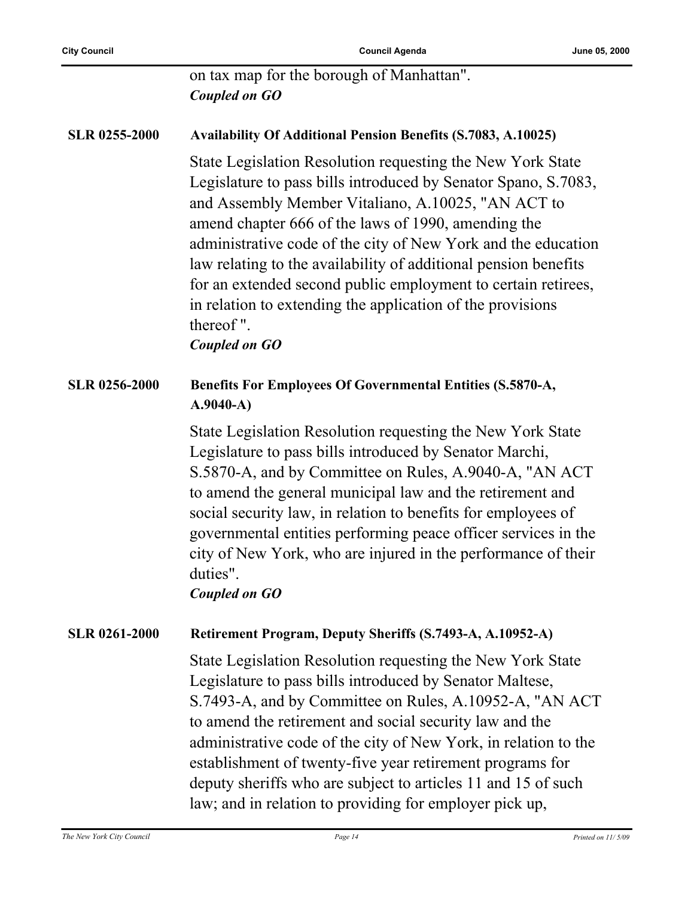on tax map for the borough of Manhattan".
***Coupled on GO***

**SLR 0255-2000** **Availability Of Additional Pension Benefits (S.7083, A.10025)**

State Legislation Resolution requesting the New York State Legislature to pass bills introduced by Senator Spano, S.7083, and Assembly Member Vitaliano, A.10025, "AN ACT to amend chapter 666 of the laws of 1990, amending the administrative code of the city of New York and the education law relating to the availability of additional pension benefits for an extended second public employment to certain retirees, in relation to extending the application of the provisions thereof ".
***Coupled on GO***

**SLR 0256-2000** **Benefits For Employees Of Governmental Entities (S.5870-A, A.9040-A)**

State Legislation Resolution requesting the New York State Legislature to pass bills introduced by Senator Marchi, S.5870-A, and by Committee on Rules, A.9040-A, "AN ACT to amend the general municipal law and the retirement and social security law, in relation to benefits for employees of governmental entities performing peace officer services in the city of New York, who are injured in the performance of their duties".
***Coupled on GO***

**SLR 0261-2000** **Retirement Program, Deputy Sheriffs (S.7493-A, A.10952-A)**

State Legislation Resolution requesting the New York State Legislature to pass bills introduced by Senator Maltese, S.7493-A, and by Committee on Rules, A.10952-A, "AN ACT to amend the retirement and social security law and the administrative code of the city of New York, in relation to the establishment of twenty-five year retirement programs for deputy sheriffs who are subject to articles 11 and 15 of such law; and in relation to providing for employer pick up,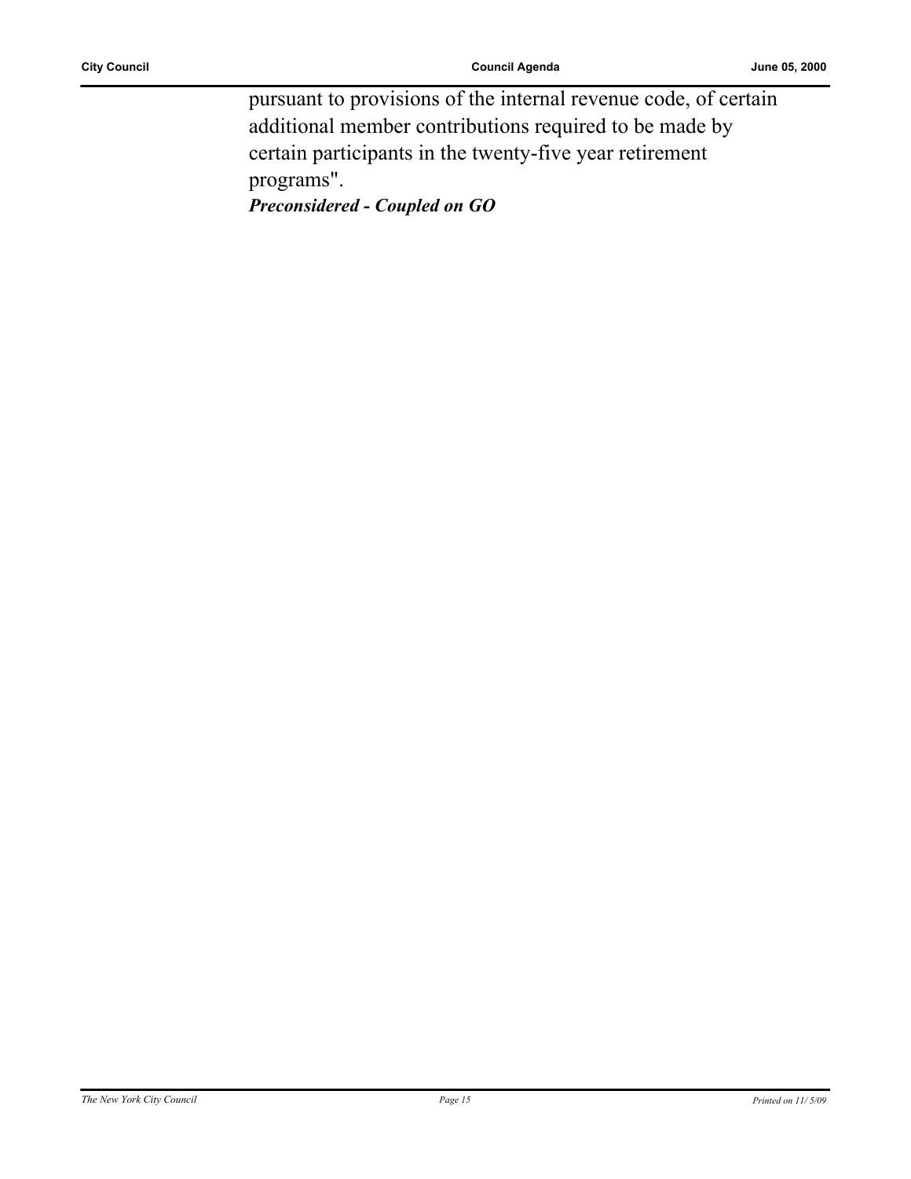pursuant to provisions of the internal revenue code, of certain additional member contributions required to be made by certain participants in the twenty-five year retirement programs".

***Preconsidered - Coupled on GO***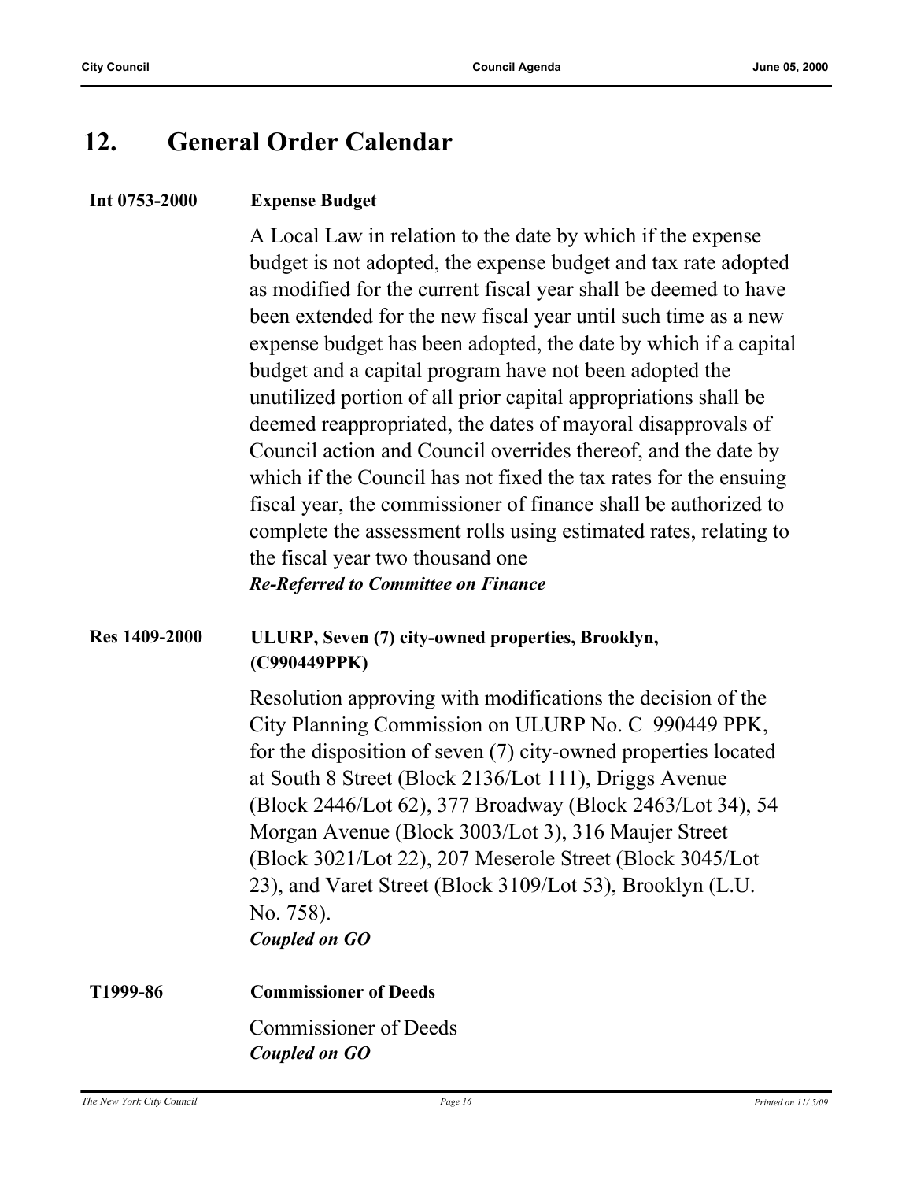## 12. General Order Calendar

**Int 0753-2000** **Expense Budget**

A Local Law in relation to the date by which if the expense budget is not adopted, the expense budget and tax rate adopted as modified for the current fiscal year shall be deemed to have been extended for the new fiscal year until such time as a new expense budget has been adopted, the date by which if a capital budget and a capital program have not been adopted the unutilized portion of all prior capital appropriations shall be deemed reappropriated, the dates of mayoral disapprovals of Council action and Council overrides thereof, and the date by which if the Council has not fixed the tax rates for the ensuing fiscal year, the commissioner of finance shall be authorized to complete the assessment rolls using estimated rates, relating to the fiscal year two thousand one

***Re-Referred to Committee on Finance***

**Res 1409-2000** **ULURP, Seven (7) city-owned properties, Brooklyn, (C990449PPK)**

Resolution approving with modifications the decision of the City Planning Commission on ULURP No. C 990449 PPK, for the disposition of seven (7) city-owned properties located at South 8 Street (Block 2136/Lot 111), Driggs Avenue (Block 2446/Lot 62), 377 Broadway (Block 2463/Lot 34), 54 Morgan Avenue (Block 3003/Lot 3), 316 Maujer Street (Block 3021/Lot 22), 207 Meserole Street (Block 3045/Lot 23), and Varet Street (Block 3109/Lot 53), Brooklyn (L.U. No. 758).

***Coupled on GO***

**T1999-86** **Commissioner of Deeds**

Commissioner of Deeds

***Coupled on GO***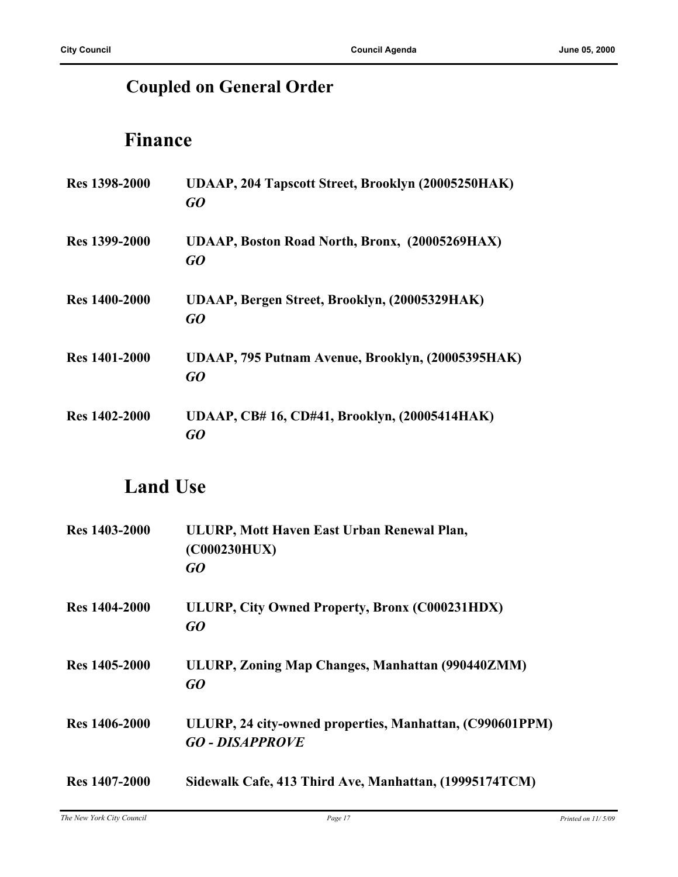## Coupled on General Order

## Finance

**Res 1398-2000** **UDAAP, 204 Tapscott Street, Brooklyn (20005250HAK)**
***GO***

**Res 1399-2000** **UDAAP, Boston Road North, Bronx, (20005269HAX)**
***GO***

**Res 1400-2000** **UDAAP, Bergen Street, Brooklyn, (20005329HAK)**
***GO***

**Res 1401-2000** **UDAAP, 795 Putnam Avenue, Brooklyn, (20005395HAK)**
***GO***

**Res 1402-2000** **UDAAP, CB# 16, CD#41, Brooklyn, (20005414HAK)**
***GO***

## Land Use

**Res 1403-2000** **ULURP, Mott Haven East Urban Renewal Plan, (C000230HUX)**
***GO***

**Res 1404-2000** **ULURP, City Owned Property, Bronx (C000231HDX)**
***GO***

**Res 1405-2000** **ULURP, Zoning Map Changes, Manhattan (990440ZMM)**
***GO***

**Res 1406-2000** **ULURP, 24 city-owned properties, Manhattan, (C990601PPM)**
***GO - DISAPPROVE***

**Res 1407-2000** **Sidewalk Cafe, 413 Third Ave, Manhattan, (19995174TCM)**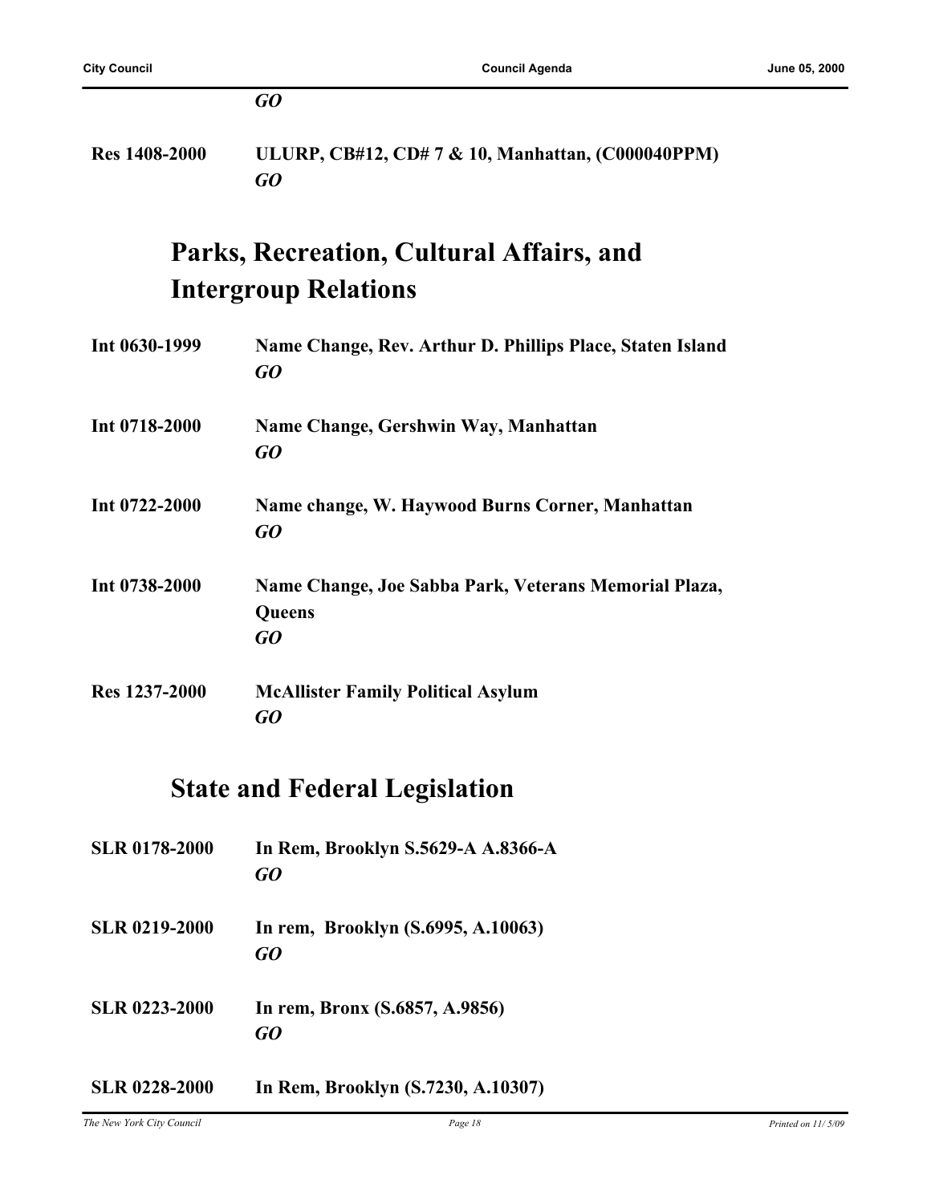*GO*

**Res 1408-2000** **ULURP, CB#12, CD# 7 & 10, Manhattan, (C000040PPM)**
*GO*

## Parks, Recreation, Cultural Affairs, and Intergroup Relations

**Int 0630-1999** **Name Change, Rev. Arthur D. Phillips Place, Staten Island**
*GO*

**Int 0718-2000** **Name Change, Gershwin Way, Manhattan**
*GO*

**Int 0722-2000** **Name change, W. Haywood Burns Corner, Manhattan**
*GO*

**Int 0738-2000** **Name Change, Joe Sabba Park, Veterans Memorial Plaza, Queens**
*GO*

**Res 1237-2000** **McAllister Family Political Asylum**
*GO*

## State and Federal Legislation

**SLR 0178-2000** **In Rem, Brooklyn S.5629-A A.8366-A**
*GO*

**SLR 0219-2000** **In rem, Brooklyn (S.6995, A.10063)**
*GO*

**SLR 0223-2000** **In rem, Bronx (S.6857, A.9856)**
*GO*

**SLR 0228-2000** **In Rem, Brooklyn (S.7230, A.10307)**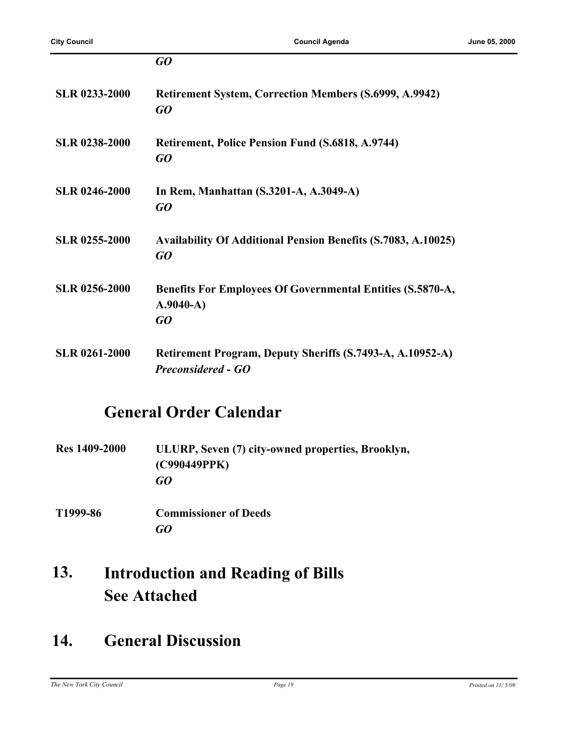***GO***

**SLR 0233-2000** **Retirement System, Correction Members (S.6999, A.9942)**
***GO***

**SLR 0238-2000** **Retirement, Police Pension Fund (S.6818, A.9744)**
***GO***

**SLR 0246-2000** **In Rem, Manhattan (S.3201-A, A.3049-A)**
***GO***

**SLR 0255-2000** **Availability Of Additional Pension Benefits (S.7083, A.10025)**
***GO***

**SLR 0256-2000** **Benefits For Employees Of Governmental Entities (S.5870-A, A.9040-A)**
***GO***

**SLR 0261-2000** **Retirement Program, Deputy Sheriffs (S.7493-A, A.10952-A)**
***Preconsidered - GO***

## General Order Calendar

**Res 1409-2000** **ULURP, Seven (7) city-owned properties, Brooklyn, (C990449PPK)**
***GO***

**T1999-86** **Commissioner of Deeds**
***GO***

# 13. Introduction and Reading of Bills See Attached

# 14. General Discussion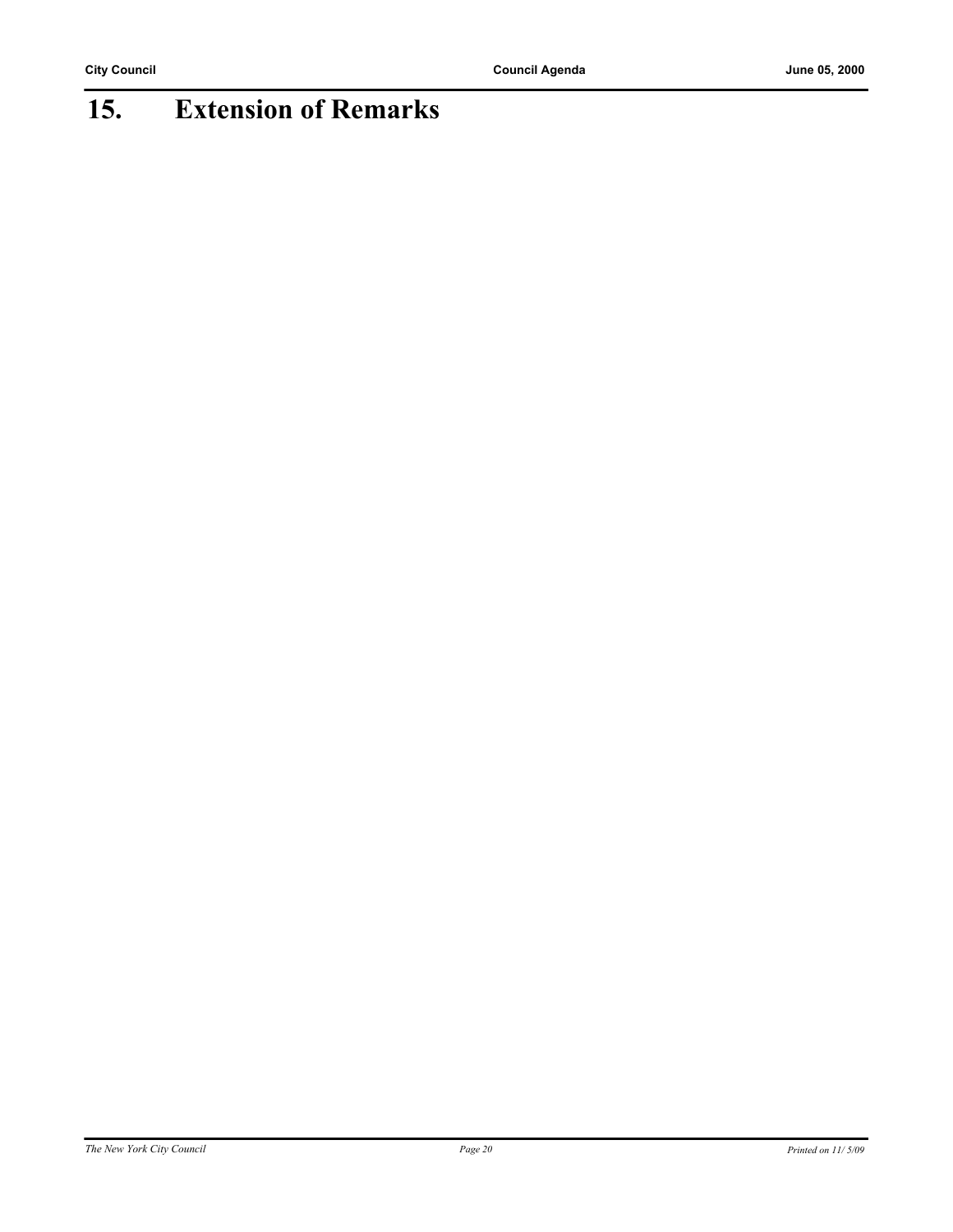# 15. Extension of Remarks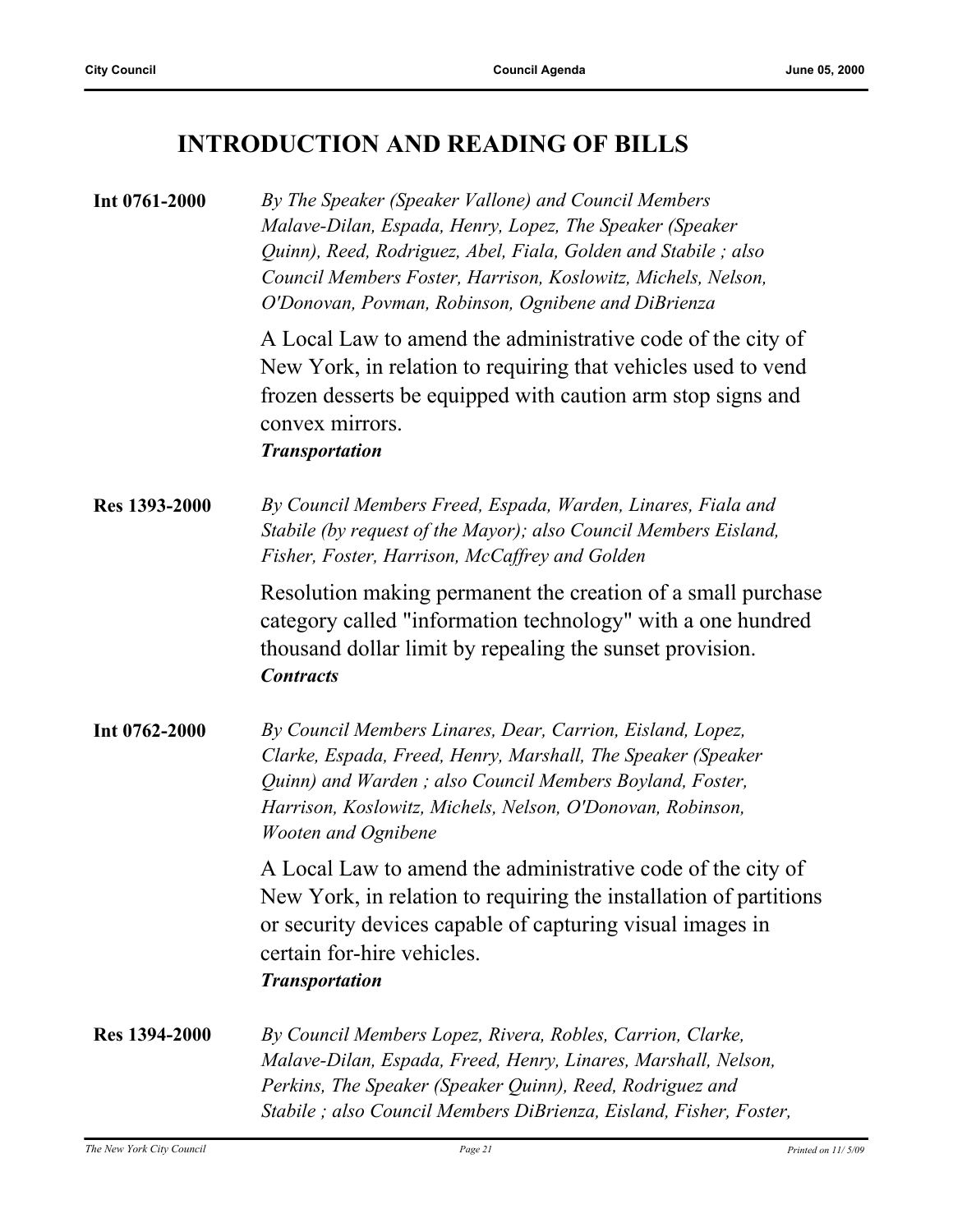## INTRODUCTION AND READING OF BILLS

**Int 0761-2000**

*By The Speaker (Speaker Vallone) and Council Members Malave-Dilan, Espada, Henry, Lopez, The Speaker (Speaker Quinn), Reed, Rodriguez, Abel, Fiala, Golden and Stabile ; also Council Members Foster, Harrison, Koslowitz, Michels, Nelson, O'Donovan, Povman, Robinson, Ognibene and DiBrienza*

A Local Law to amend the administrative code of the city of New York, in relation to requiring that vehicles used to vend frozen desserts be equipped with caution arm stop signs and convex mirrors.

***Transportation***

**Res 1393-2000**

*By Council Members Freed, Espada, Warden, Linares, Fiala and Stabile (by request of the Mayor); also Council Members Eisland, Fisher, Foster, Harrison, McCaffrey and Golden*

Resolution making permanent the creation of a small purchase category called "information technology" with a one hundred thousand dollar limit by repealing the sunset provision.

***Contracts***

**Int 0762-2000**

*By Council Members Linares, Dear, Carrion, Eisland, Lopez, Clarke, Espada, Freed, Henry, Marshall, The Speaker (Speaker Quinn) and Warden ; also Council Members Boyland, Foster, Harrison, Koslowitz, Michels, Nelson, O'Donovan, Robinson, Wooten and Ognibene*

A Local Law to amend the administrative code of the city of New York, in relation to requiring the installation of partitions or security devices capable of capturing visual images in certain for-hire vehicles.

***Transportation***

**Res 1394-2000**

*By Council Members Lopez, Rivera, Robles, Carrion, Clarke, Malave-Dilan, Espada, Freed, Henry, Linares, Marshall, Nelson, Perkins, The Speaker (Speaker Quinn), Reed, Rodriguez and Stabile ; also Council Members DiBrienza, Eisland, Fisher, Foster,*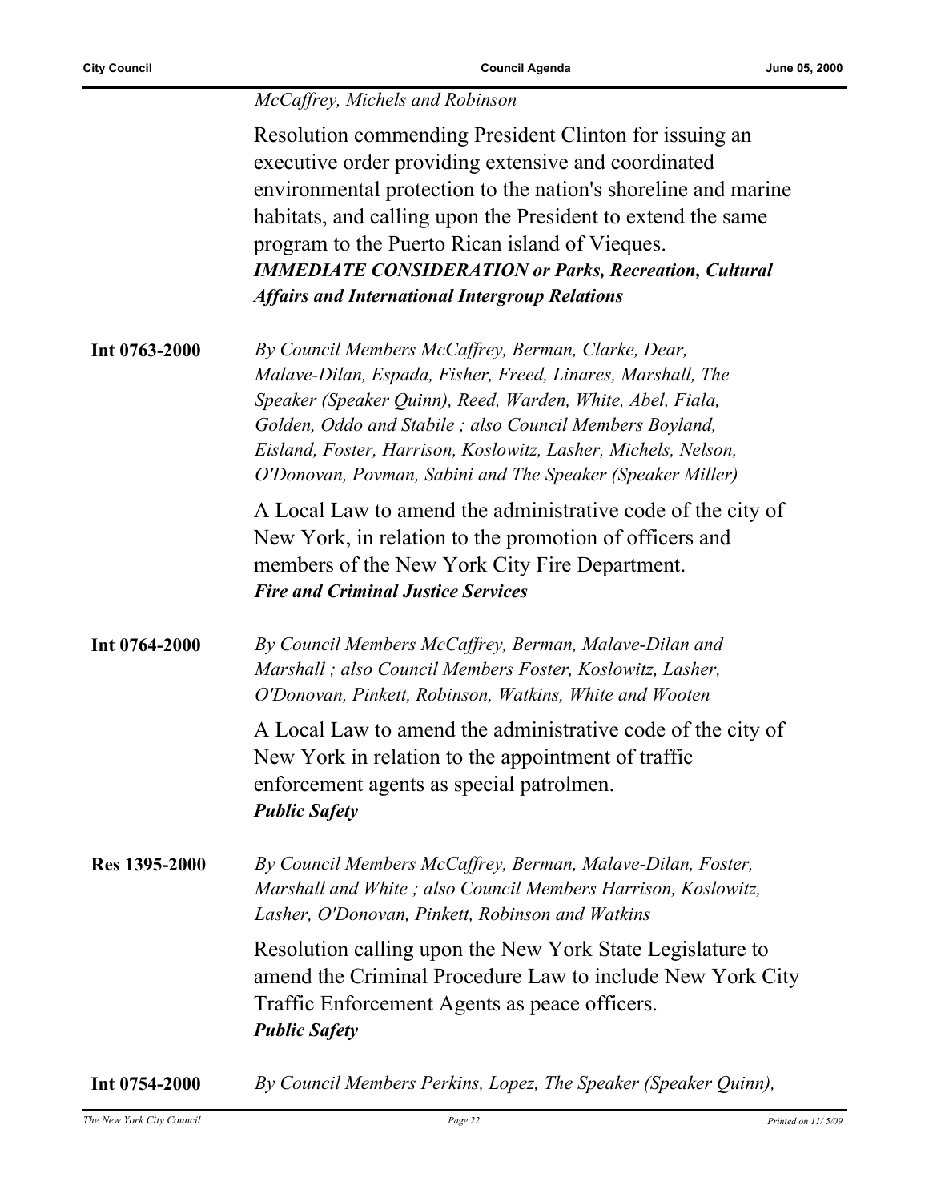*McCaffrey, Michels and Robinson*

Resolution commending President Clinton for issuing an executive order providing extensive and coordinated environmental protection to the nation's shoreline and marine habitats, and calling upon the President to extend the same program to the Puerto Rican island of Vieques.
***IMMEDIATE CONSIDERATION or Parks, Recreation, Cultural Affairs and International Intergroup Relations***

**Int 0763-2000**

*By Council Members McCaffrey, Berman, Clarke, Dear, Malave-Dilan, Espada, Fisher, Freed, Linares, Marshall, The Speaker (Speaker Quinn), Reed, Warden, White, Abel, Fiala, Golden, Oddo and Stabile ; also Council Members Boyland, Eisland, Foster, Harrison, Koslowitz, Lasher, Michels, Nelson, O'Donovan, Povman, Sabini and The Speaker (Speaker Miller)*

A Local Law to amend the administrative code of the city of New York, in relation to the promotion of officers and members of the New York City Fire Department.
***Fire and Criminal Justice Services***

**Int 0764-2000**

*By Council Members McCaffrey, Berman, Malave-Dilan and Marshall ; also Council Members Foster, Koslowitz, Lasher, O'Donovan, Pinkett, Robinson, Watkins, White and Wooten*

A Local Law to amend the administrative code of the city of New York in relation to the appointment of traffic enforcement agents as special patrolmen.
***Public Safety***

**Res 1395-2000**

*By Council Members McCaffrey, Berman, Malave-Dilan, Foster, Marshall and White ; also Council Members Harrison, Koslowitz, Lasher, O'Donovan, Pinkett, Robinson and Watkins*

Resolution calling upon the New York State Legislature to amend the Criminal Procedure Law to include New York City Traffic Enforcement Agents as peace officers.
***Public Safety***

**Int 0754-2000**

*By Council Members Perkins, Lopez, The Speaker (Speaker Quinn),*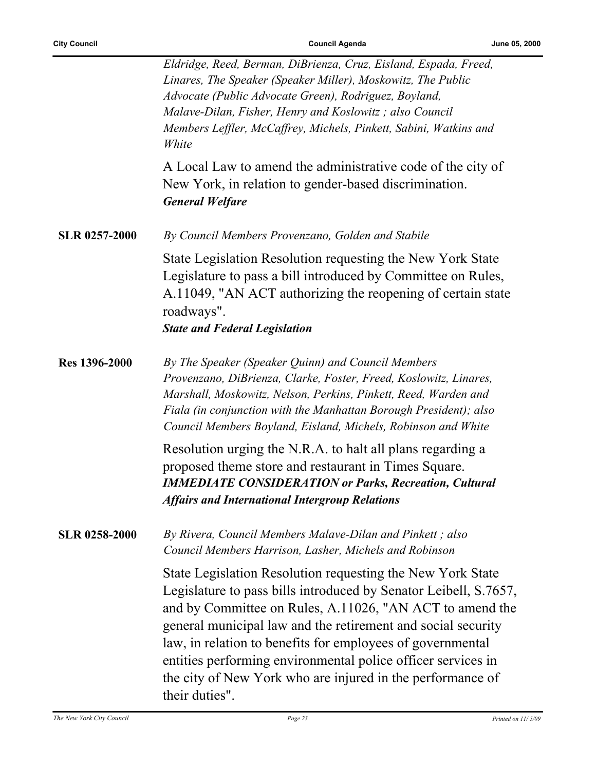*Eldridge, Reed, Berman, DiBrienza, Cruz, Eisland, Espada, Freed, Linares, The Speaker (Speaker Miller), Moskowitz, The Public Advocate (Public Advocate Green), Rodriguez, Boyland, Malave-Dilan, Fisher, Henry and Koslowitz ; also Council Members Leffler, McCaffrey, Michels, Pinkett, Sabini, Watkins and White*

A Local Law to amend the administrative code of the city of New York, in relation to gender-based discrimination.
***General Welfare***

**SLR 0257-2000**

*By Council Members Provenzano, Golden and Stabile*

State Legislation Resolution requesting the New York State Legislature to pass a bill introduced by Committee on Rules, A.11049, "AN ACT authorizing the reopening of certain state roadways".
***State and Federal Legislation***

**Res 1396-2000**

*By The Speaker (Speaker Quinn) and Council Members Provenzano, DiBrienza, Clarke, Foster, Freed, Koslowitz, Linares, Marshall, Moskowitz, Nelson, Perkins, Pinkett, Reed, Warden and Fiala (in conjunction with the Manhattan Borough President); also Council Members Boyland, Eisland, Michels, Robinson and White*

Resolution urging the N.R.A. to halt all plans regarding a proposed theme store and restaurant in Times Square.
***IMMEDIATE CONSIDERATION or Parks, Recreation, Cultural Affairs and International Intergroup Relations***

**SLR 0258-2000**

*By Rivera, Council Members Malave-Dilan and Pinkett ; also Council Members Harrison, Lasher, Michels and Robinson*

State Legislation Resolution requesting the New York State Legislature to pass bills introduced by Senator Leibell, S.7657, and by Committee on Rules, A.11026, "AN ACT to amend the general municipal law and the retirement and social security law, in relation to benefits for employees of governmental entities performing environmental police officer services in the city of New York who are injured in the performance of their duties".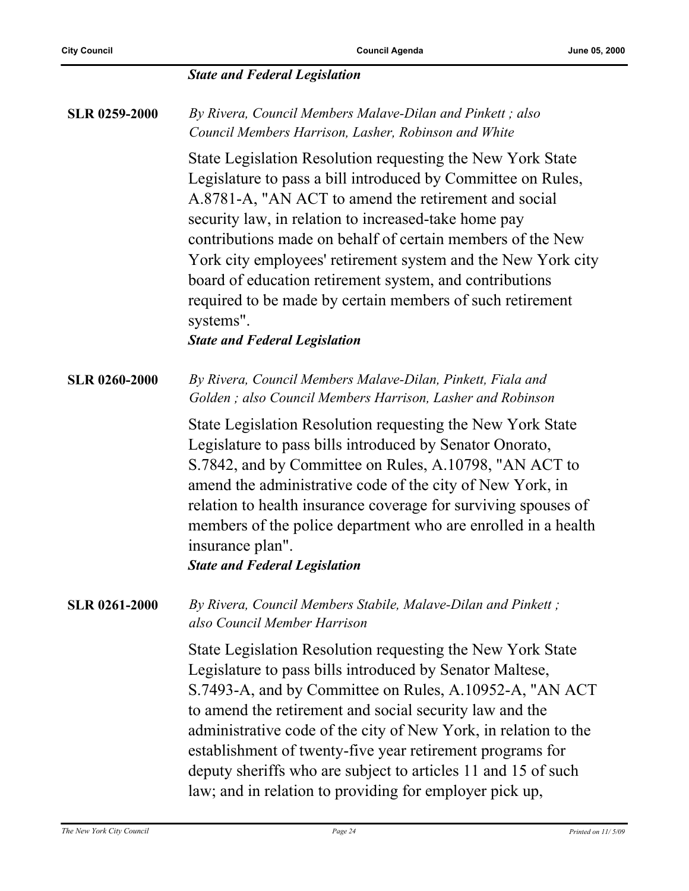***State and Federal Legislation***

**SLR 0259-2000** *By Rivera, Council Members Malave-Dilan and Pinkett ; also Council Members Harrison, Lasher, Robinson and White*

State Legislation Resolution requesting the New York State Legislature to pass a bill introduced by Committee on Rules, A.8781-A, "AN ACT to amend the retirement and social security law, in relation to increased-take home pay contributions made on behalf of certain members of the New York city employees' retirement system and the New York city board of education retirement system, and contributions required to be made by certain members of such retirement systems".

***State and Federal Legislation***

**SLR 0260-2000** *By Rivera, Council Members Malave-Dilan, Pinkett, Fiala and Golden ; also Council Members Harrison, Lasher and Robinson*

State Legislation Resolution requesting the New York State Legislature to pass bills introduced by Senator Onorato, S.7842, and by Committee on Rules, A.10798, "AN ACT to amend the administrative code of the city of New York, in relation to health insurance coverage for surviving spouses of members of the police department who are enrolled in a health insurance plan".

***State and Federal Legislation***

**SLR 0261-2000** *By Rivera, Council Members Stabile, Malave-Dilan and Pinkett ; also Council Member Harrison*

State Legislation Resolution requesting the New York State Legislature to pass bills introduced by Senator Maltese, S.7493-A, and by Committee on Rules, A.10952-A, "AN ACT to amend the retirement and social security law and the administrative code of the city of New York, in relation to the establishment of twenty-five year retirement programs for deputy sheriffs who are subject to articles 11 and 15 of such law; and in relation to providing for employer pick up,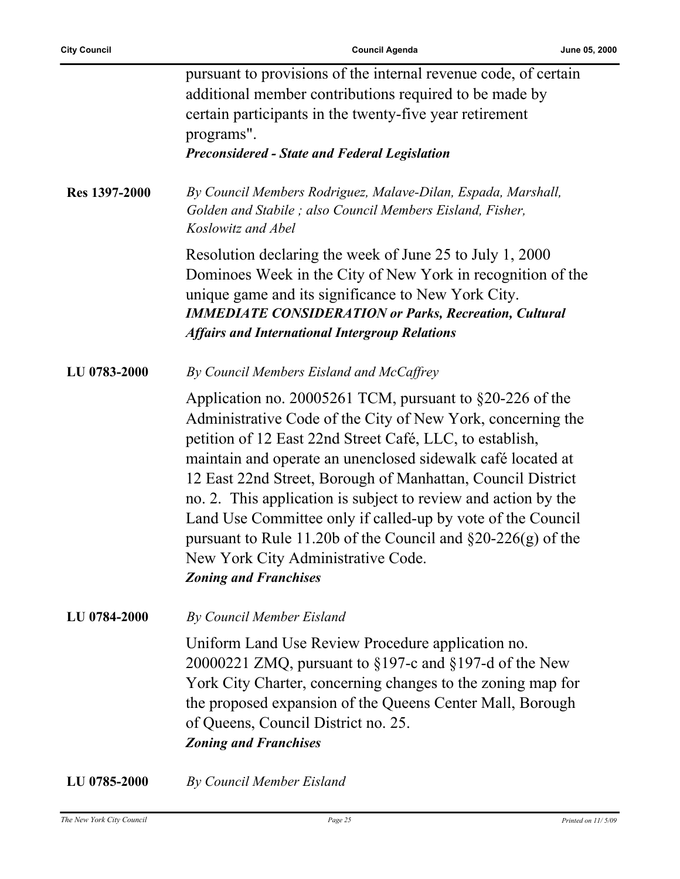pursuant to provisions of the internal revenue code, of certain additional member contributions required to be made by certain participants in the twenty-five year retirement programs".
***Preconsidered - State and Federal Legislation***

**Res 1397-2000**

*By Council Members Rodriguez, Malave-Dilan, Espada, Marshall, Golden and Stabile ; also Council Members Eisland, Fisher, Koslowitz and Abel*

Resolution declaring the week of June 25 to July 1, 2000 Dominoes Week in the City of New York in recognition of the unique game and its significance to New York City.
***IMMEDIATE CONSIDERATION or Parks, Recreation, Cultural Affairs and International Intergroup Relations***

**LU 0783-2000**

*By Council Members Eisland and McCaffrey*

Application no. 20005261 TCM, pursuant to §20-226 of the Administrative Code of the City of New York, concerning the petition of 12 East 22nd Street Café, LLC, to establish, maintain and operate an unenclosed sidewalk café located at 12 East 22nd Street, Borough of Manhattan, Council District no. 2. This application is subject to review and action by the Land Use Committee only if called-up by vote of the Council pursuant to Rule 11.20b of the Council and §20-226(g) of the New York City Administrative Code.
***Zoning and Franchises***

**LU 0784-2000**

*By Council Member Eisland*

Uniform Land Use Review Procedure application no. 20000221 ZMQ, pursuant to §197-c and §197-d of the New York City Charter, concerning changes to the zoning map for the proposed expansion of the Queens Center Mall, Borough of Queens, Council District no. 25.
***Zoning and Franchises***

**LU 0785-2000**

*By Council Member Eisland*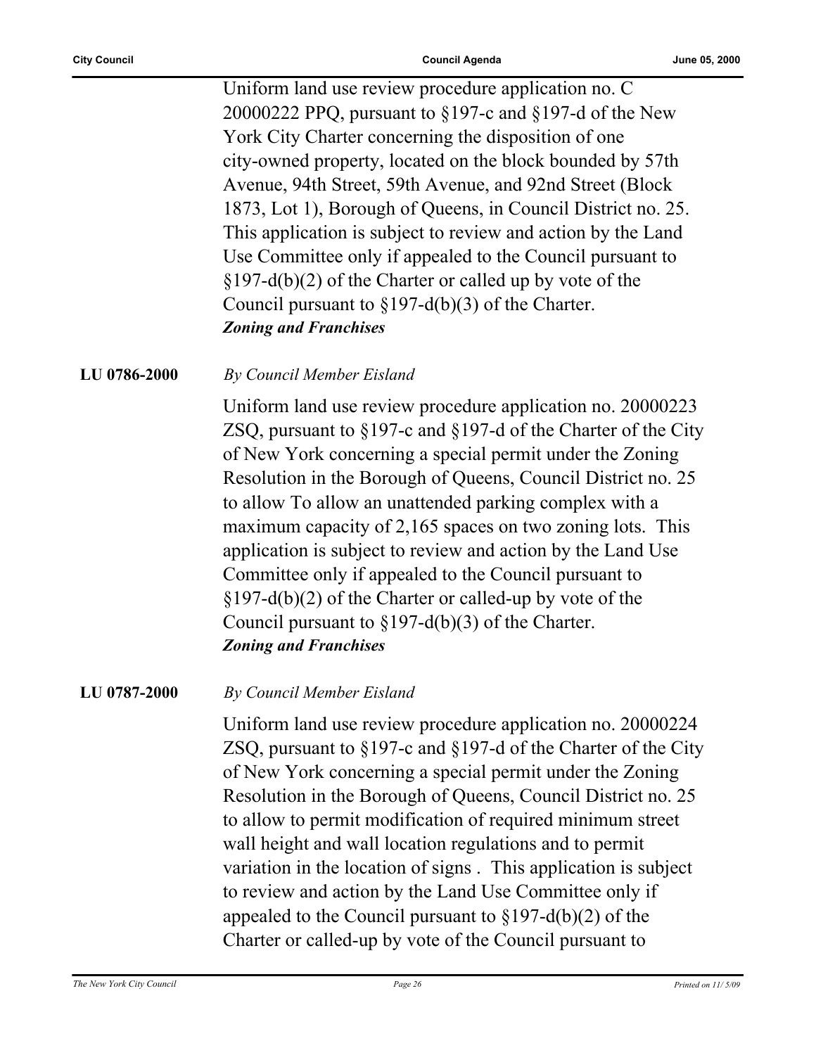Uniform land use review procedure application no. C 20000222 PPQ, pursuant to §197-c and §197-d of the New York City Charter concerning the disposition of one city-owned property, located on the block bounded by 57th Avenue, 94th Street, 59th Avenue, and 92nd Street (Block 1873, Lot 1), Borough of Queens, in Council District no. 25. This application is subject to review and action by the Land Use Committee only if appealed to the Council pursuant to §197-d(b)(2) of the Charter or called up by vote of the Council pursuant to §197-d(b)(3) of the Charter.

***Zoning and Franchises***

**LU 0786-2000** *By Council Member Eisland*

Uniform land use review procedure application no. 20000223 ZSQ, pursuant to §197-c and §197-d of the Charter of the City of New York concerning a special permit under the Zoning Resolution in the Borough of Queens, Council District no. 25 to allow To allow an unattended parking complex with a maximum capacity of 2,165 spaces on two zoning lots. This application is subject to review and action by the Land Use Committee only if appealed to the Council pursuant to §197-d(b)(2) of the Charter or called-up by vote of the Council pursuant to §197-d(b)(3) of the Charter.

***Zoning and Franchises***

**LU 0787-2000** *By Council Member Eisland*

Uniform land use review procedure application no. 20000224 ZSQ, pursuant to §197-c and §197-d of the Charter of the City of New York concerning a special permit under the Zoning Resolution in the Borough of Queens, Council District no. 25 to allow to permit modification of required minimum street wall height and wall location regulations and to permit variation in the location of signs . This application is subject to review and action by the Land Use Committee only if appealed to the Council pursuant to §197-d(b)(2) of the Charter or called-up by vote of the Council pursuant to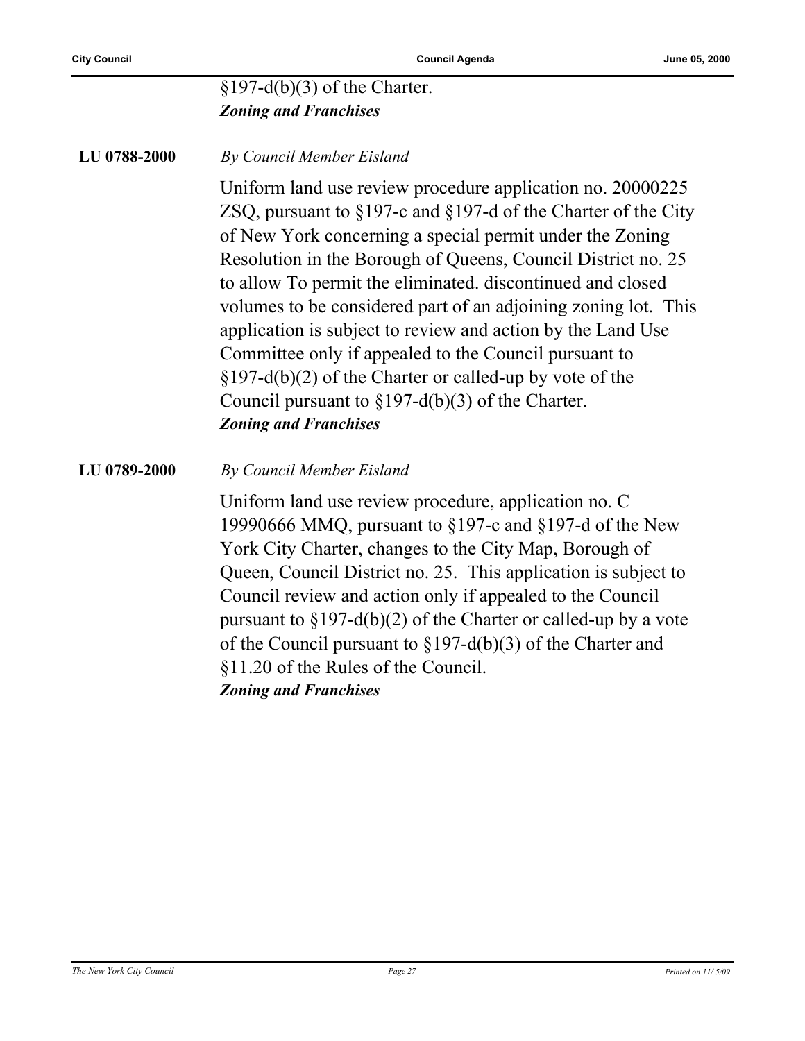§197-d(b)(3) of the Charter.
***Zoning and Franchises***

**LU 0788-2000** *By Council Member Eisland*

Uniform land use review procedure application no. 20000225 ZSQ, pursuant to §197-c and §197-d of the Charter of the City of New York concerning a special permit under the Zoning Resolution in the Borough of Queens, Council District no. 25 to allow To permit the eliminated. discontinued and closed volumes to be considered part of an adjoining zoning lot. This application is subject to review and action by the Land Use Committee only if appealed to the Council pursuant to §197-d(b)(2) of the Charter or called-up by vote of the Council pursuant to §197-d(b)(3) of the Charter.
***Zoning and Franchises***

**LU 0789-2000** *By Council Member Eisland*

Uniform land use review procedure, application no. C 19990666 MMQ, pursuant to §197-c and §197-d of the New York City Charter, changes to the City Map, Borough of Queen, Council District no. 25. This application is subject to Council review and action only if appealed to the Council pursuant to §197-d(b)(2) of the Charter or called-up by a vote of the Council pursuant to §197-d(b)(3) of the Charter and §11.20 of the Rules of the Council.
***Zoning and Franchises***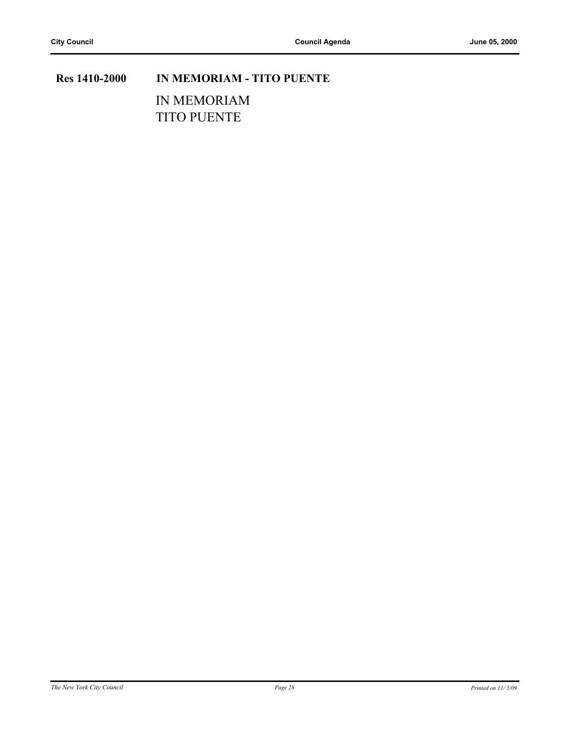**Res 1410-2000** **IN MEMORIAM - TITO PUENTE**

IN MEMORIAM
TITO PUENTE